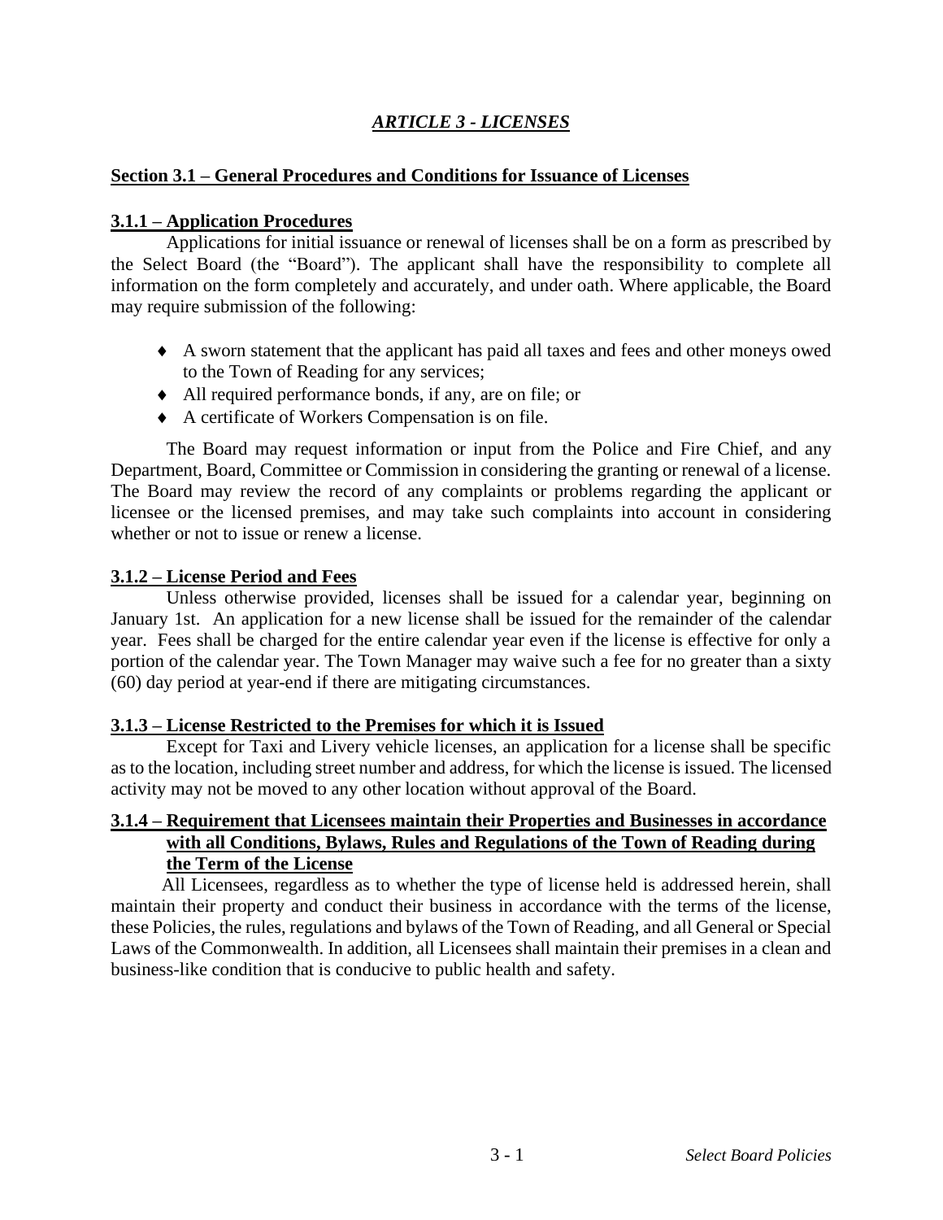# *ARTICLE 3 - LICENSES*

## Section 3.1 – General Procedures and Conditions for Issuance of Licenses

### 3.1.1 – Application Procedures

Applications for initial issuance or renewal of licenses shall be on a form as prescribed by the Select Board (the "Board"). The applicant shall have the responsibility to complete all information on the form completely and accurately, and under oath. Where applicable, the Board may require submission of the following:

- A sworn statement that the applicant has paid all taxes and fees and other moneys owed to the Town of Reading for any services;
- All required performance bonds, if any, are on file; or
- A certificate of Workers Compensation is on file.

The Board may request information or input from the Police and Fire Chief, and any Department, Board, Committee or Commission in considering the granting or renewal of a license. The Board may review the record of any complaints or problems regarding the applicant or licensee or the licensed premises, and may take such complaints into account in considering whether or not to issue or renew a license.

### 3.1.2 – License Period and Fees

Unless otherwise provided, licenses shall be issued for a calendar year, beginning on January 1st. An application for a new license shall be issued for the remainder of the calendar year. Fees shall be charged for the entire calendar year even if the license is effective for only a portion of the calendar year. The Town Manager may waive such a fee for no greater than a sixty (60) day period at year-end if there are mitigating circumstances.

### 3.1.3 – License Restricted to the Premises for which it is Issued

Except for Taxi and Livery vehicle licenses, an application for a license shall be specific as to the location, including street number and address, for which the license is issued. The licensed activity may not be moved to any other location without approval of the Board.

### 3.1.4 – Requirement that Licensees maintain their Properties and Businesses in accordance with all Conditions, Bylaws, Rules and Regulations of the Town of Reading during the Term of the License

All Licensees, regardless as to whether the type of license held is addressed herein, shall maintain their property and conduct their business in accordance with the terms of the license, these Policies, the rules, regulations and bylaws of the Town of Reading, and all General or Special Laws of the Commonwealth. In addition, all Licensees shall maintain their premises in a clean and business-like condition that is conducive to public health and safety.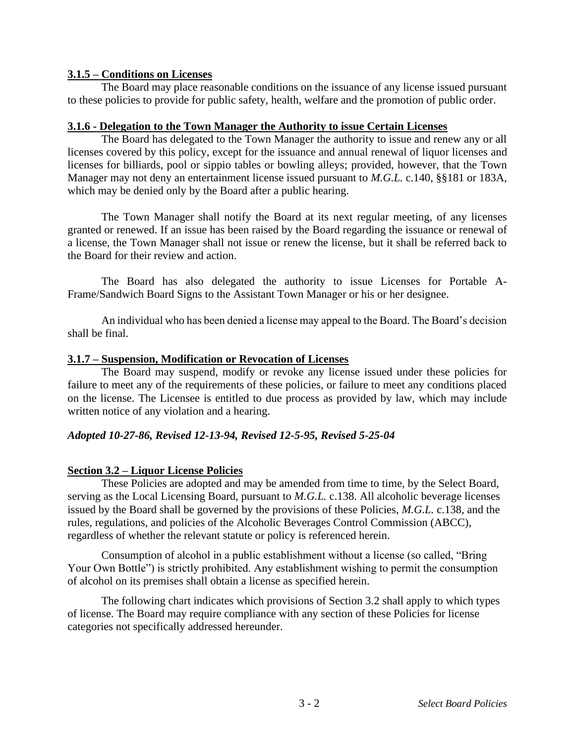**3.1.5 – Conditions on Licenses**

The Board may place reasonable conditions on the issuance of any license issued pursuant to these policies to provide for public safety, health, welfare and the promotion of public order.

**3.1.6 - Delegation to the Town Manager the Authority to issue Certain Licenses**

The Board has delegated to the Town Manager the authority to issue and renew any or all licenses covered by this policy, except for the issuance and annual renewal of liquor licenses and licenses for billiards, pool or sippio tables or bowling alleys; provided, however, that the Town Manager may not deny an entertainment license issued pursuant to *M.G.L.* c.140, §§181 or 183A, which may be denied only by the Board after a public hearing.

The Town Manager shall notify the Board at its next regular meeting, of any licenses granted or renewed. If an issue has been raised by the Board regarding the issuance or renewal of a license, the Town Manager shall not issue or renew the license, but it shall be referred back to the Board for their review and action.

The Board has also delegated the authority to issue Licenses for Portable A-Frame/Sandwich Board Signs to the Assistant Town Manager or his or her designee.

An individual who has been denied a license may appeal to the Board. The Board's decision shall be final.

**3.1.7 – Suspension, Modification or Revocation of Licenses**

The Board may suspend, modify or revoke any license issued under these policies for failure to meet any of the requirements of these policies, or failure to meet any conditions placed on the license. The Licensee is entitled to due process as provided by law, which may include written notice of any violation and a hearing.

***Adopted 10-27-86, Revised 12-13-94, Revised 12-5-95, Revised 5-25-04***

**Section 3.2 – Liquor License Policies**

These Policies are adopted and may be amended from time to time, by the Select Board, serving as the Local Licensing Board, pursuant to *M.G.L.* c.138. All alcoholic beverage licenses issued by the Board shall be governed by the provisions of these Policies, *M.G.L.* c.138, and the rules, regulations, and policies of the Alcoholic Beverages Control Commission (ABCC), regardless of whether the relevant statute or policy is referenced herein.

Consumption of alcohol in a public establishment without a license (so called, "Bring Your Own Bottle") is strictly prohibited. Any establishment wishing to permit the consumption of alcohol on its premises shall obtain a license as specified herein.

The following chart indicates which provisions of Section 3.2 shall apply to which types of license. The Board may require compliance with any section of these Policies for license categories not specifically addressed hereunder.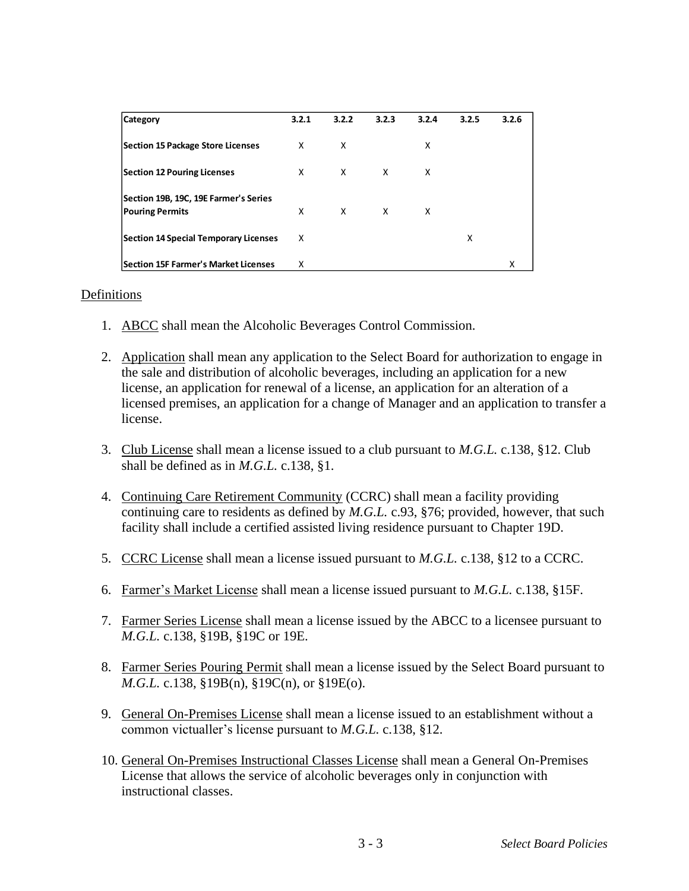| Category | 3.2.1 | 3.2.2 | 3.2.3 | 3.2.4 | 3.2.5 | 3.2.6 |
|---|---|---|---|---|---|---|
| **Section 15 Package Store Licenses** | X | X | | X | | |
| **Section 12 Pouring Licenses** | X | X | X | X | | |
| **Section 19B, 19C, 19E Farmer's Series Pouring Permits** | X | X | X | X | | |
| **Section 14 Special Temporary Licenses** | X | | | | X | |
| **Section 15F Farmer's Market Licenses** | X | | | | | X |

Definitions

1. ABCC shall mean the Alcoholic Beverages Control Commission.

2. Application shall mean any application to the Select Board for authorization to engage in the sale and distribution of alcoholic beverages, including an application for a new license, an application for renewal of a license, an application for an alteration of a licensed premises, an application for a change of Manager and an application to transfer a license.

3. Club License shall mean a license issued to a club pursuant to *M.G.L.* c.138, §12. Club shall be defined as in *M.G.L.* c.138, §1.

4. Continuing Care Retirement Community (CCRC) shall mean a facility providing continuing care to residents as defined by *M.G.L.* c.93, §76; provided, however, that such facility shall include a certified assisted living residence pursuant to Chapter 19D.

5. CCRC License shall mean a license issued pursuant to *M.G.L.* c.138, §12 to a CCRC.

6. Farmer's Market License shall mean a license issued pursuant to *M.G.L.* c.138, §15F.

7. Farmer Series License shall mean a license issued by the ABCC to a licensee pursuant to *M.G.L.* c.138, §19B, §19C or 19E.

8. Farmer Series Pouring Permit shall mean a license issued by the Select Board pursuant to *M.G.L.* c.138, §19B(n), §19C(n), or §19E(o).

9. General On-Premises License shall mean a license issued to an establishment without a common victualler's license pursuant to *M.G.L.* c.138, §12.

10. General On-Premises Instructional Classes License shall mean a General On-Premises License that allows the service of alcoholic beverages only in conjunction with instructional classes.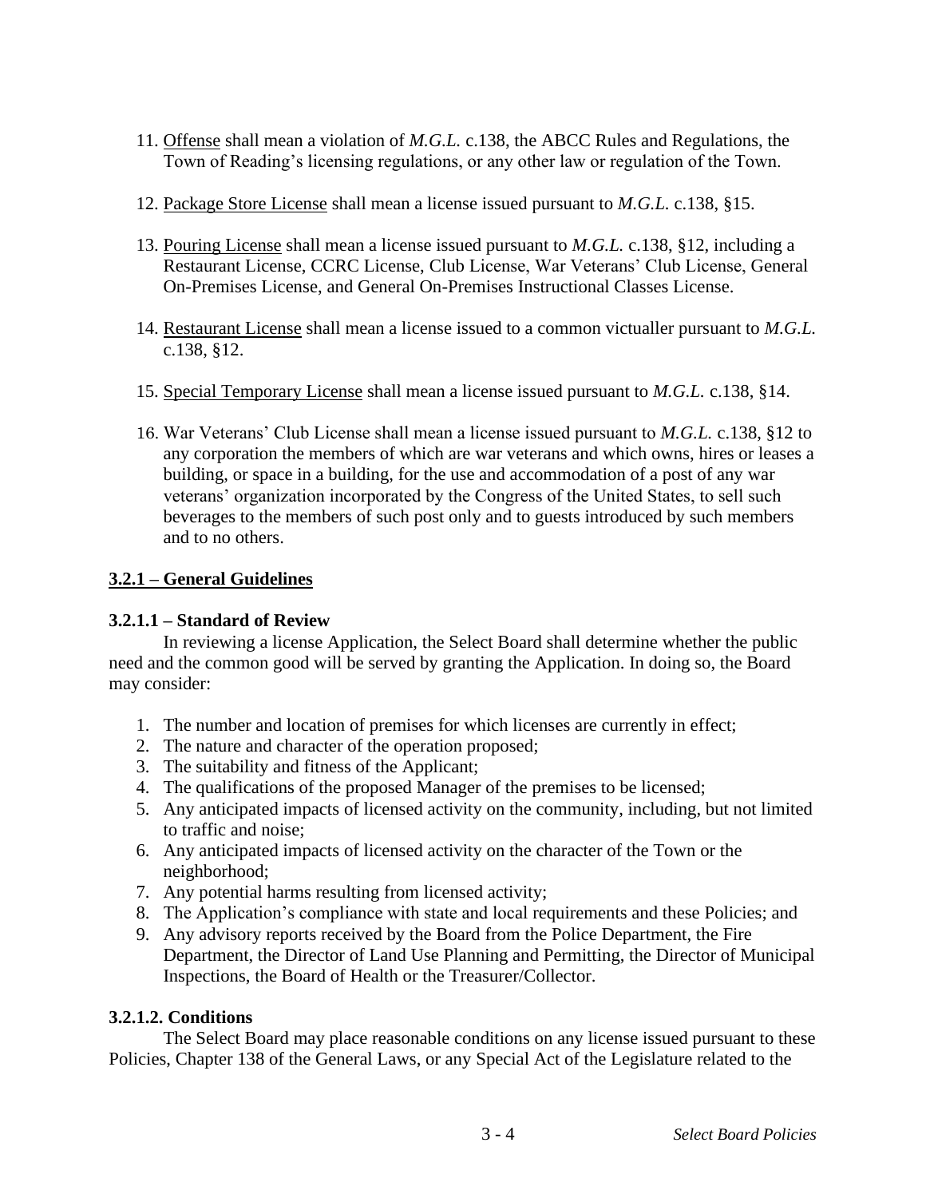11. Offense shall mean a violation of *M.G.L.* c.138, the ABCC Rules and Regulations, the Town of Reading's licensing regulations, or any other law or regulation of the Town.

12. Package Store License shall mean a license issued pursuant to *M.G.L.* c.138, §15.

13. Pouring License shall mean a license issued pursuant to *M.G.L.* c.138, §12, including a Restaurant License, CCRC License, Club License, War Veterans' Club License, General On-Premises License, and General On-Premises Instructional Classes License.

14. Restaurant License shall mean a license issued to a common victualler pursuant to *M.G.L.* c.138, §12.

15. Special Temporary License shall mean a license issued pursuant to *M.G.L.* c.138, §14.

16. War Veterans' Club License shall mean a license issued pursuant to *M.G.L.* c.138, §12 to any corporation the members of which are war veterans and which owns, hires or leases a building, or space in a building, for the use and accommodation of a post of any war veterans' organization incorporated by the Congress of the United States, to sell such beverages to the members of such post only and to guests introduced by such members and to no others.

## 3.2.1 – General Guidelines

### 3.2.1.1 – Standard of Review

In reviewing a license Application, the Select Board shall determine whether the public need and the common good will be served by granting the Application. In doing so, the Board may consider:

1. The number and location of premises for which licenses are currently in effect;
2. The nature and character of the operation proposed;
3. The suitability and fitness of the Applicant;
4. The qualifications of the proposed Manager of the premises to be licensed;
5. Any anticipated impacts of licensed activity on the community, including, but not limited to traffic and noise;
6. Any anticipated impacts of licensed activity on the character of the Town or the neighborhood;
7. Any potential harms resulting from licensed activity;
8. The Application's compliance with state and local requirements and these Policies; and
9. Any advisory reports received by the Board from the Police Department, the Fire Department, the Director of Land Use Planning and Permitting, the Director of Municipal Inspections, the Board of Health or the Treasurer/Collector.

### 3.2.1.2. Conditions

The Select Board may place reasonable conditions on any license issued pursuant to these Policies, Chapter 138 of the General Laws, or any Special Act of the Legislature related to the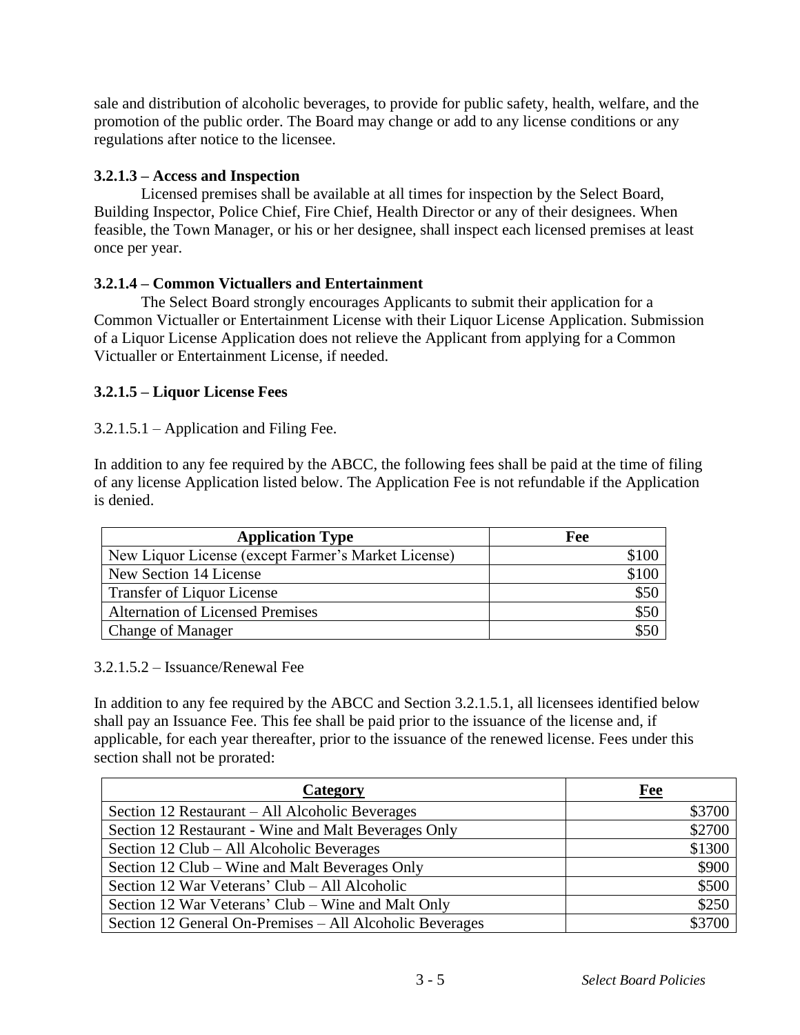sale and distribution of alcoholic beverages, to provide for public safety, health, welfare, and the promotion of the public order. The Board may change or add to any license conditions or any regulations after notice to the licensee.

### 3.2.1.3 – Access and Inspection

Licensed premises shall be available at all times for inspection by the Select Board, Building Inspector, Police Chief, Fire Chief, Health Director or any of their designees. When feasible, the Town Manager, or his or her designee, shall inspect each licensed premises at least once per year.

### 3.2.1.4 – Common Victuallers and Entertainment

The Select Board strongly encourages Applicants to submit their application for a Common Victualler or Entertainment License with their Liquor License Application. Submission of a Liquor License Application does not relieve the Applicant from applying for a Common Victualler or Entertainment License, if needed.

### 3.2.1.5 – Liquor License Fees

3.2.1.5.1 – Application and Filing Fee.

In addition to any fee required by the ABCC, the following fees shall be paid at the time of filing of any license Application listed below. The Application Fee is not refundable if the Application is denied.

| Application Type | Fee |
|---|---:|
| New Liquor License (except Farmer's Market License) | $100 |
| New Section 14 License | $100 |
| Transfer of Liquor License | $50 |
| Alternation of Licensed Premises | $50 |
| Change of Manager | $50 |

3.2.1.5.2 – Issuance/Renewal Fee

In addition to any fee required by the ABCC and Section 3.2.1.5.1, all licensees identified below shall pay an Issuance Fee. This fee shall be paid prior to the issuance of the license and, if applicable, for each year thereafter, prior to the issuance of the renewed license. Fees under this section shall not be prorated:

| Category | Fee |
|---|---:|
| Section 12 Restaurant – All Alcoholic Beverages | $3700 |
| Section 12 Restaurant - Wine and Malt Beverages Only | $2700 |
| Section 12 Club – All Alcoholic Beverages | $1300 |
| Section 12 Club – Wine and Malt Beverages Only | $900 |
| Section 12 War Veterans' Club – All Alcoholic | $500 |
| Section 12 War Veterans' Club – Wine and Malt Only | $250 |
| Section 12 General On-Premises – All Alcoholic Beverages | $3700 |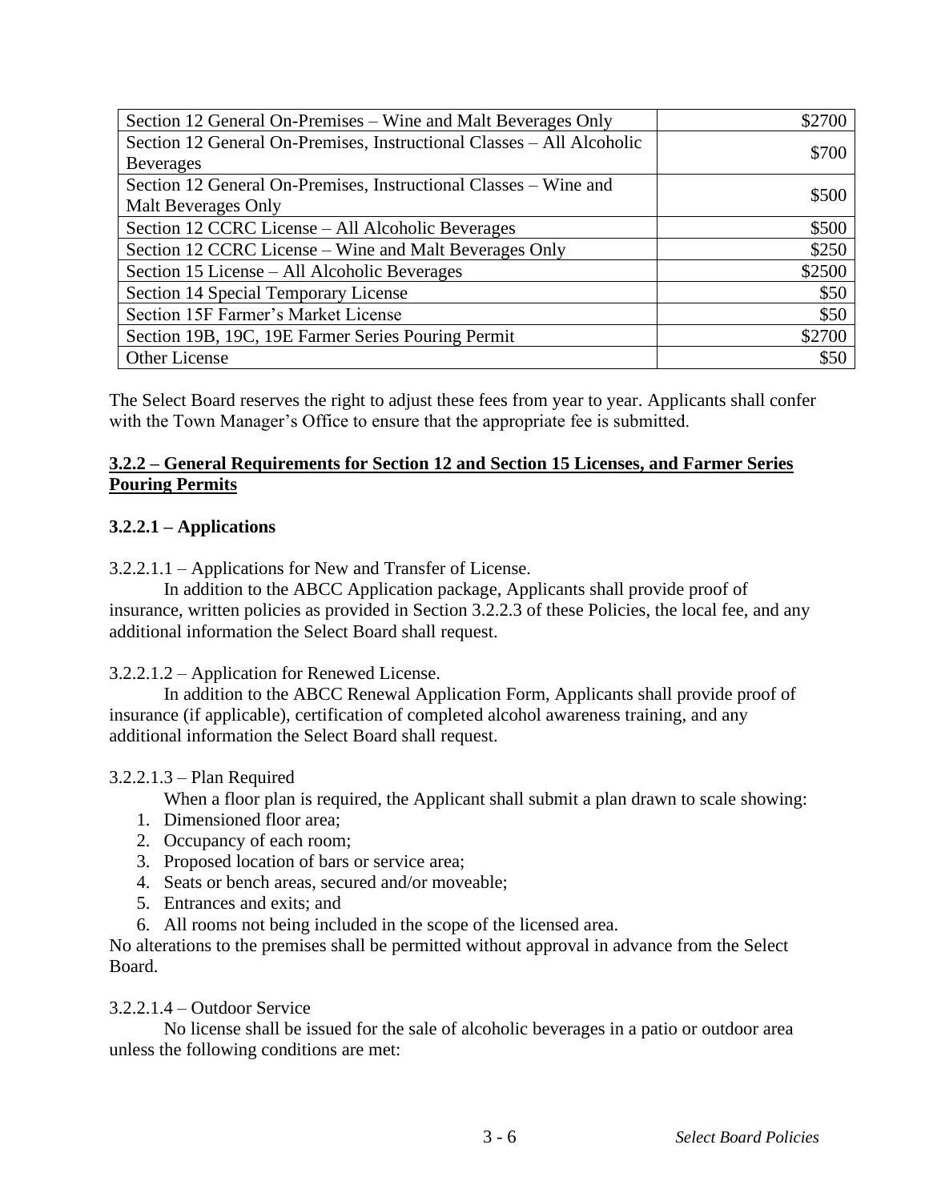| | |
|---|---|
| Section 12 General On-Premises – Wine and Malt Beverages Only | $2700 |
| Section 12 General On-Premises, Instructional Classes – All Alcoholic Beverages | $700 |
| Section 12 General On-Premises, Instructional Classes – Wine and Malt Beverages Only | $500 |
| Section 12 CCRC License – All Alcoholic Beverages | $500 |
| Section 12 CCRC License – Wine and Malt Beverages Only | $250 |
| Section 15 License – All Alcoholic Beverages | $2500 |
| Section 14 Special Temporary License | $50 |
| Section 15F Farmer's Market License | $50 |
| Section 19B, 19C, 19E Farmer Series Pouring Permit | $2700 |
| Other License | $50 |

The Select Board reserves the right to adjust these fees from year to year. Applicants shall confer with the Town Manager's Office to ensure that the appropriate fee is submitted.

## **3.2.2 – General Requirements for Section 12 and Section 15 Licenses, and Farmer Series Pouring Permits**

### **3.2.2.1 – Applications**

3.2.2.1.1 – Applications for New and Transfer of License.

In addition to the ABCC Application package, Applicants shall provide proof of insurance, written policies as provided in Section 3.2.2.3 of these Policies, the local fee, and any additional information the Select Board shall request.

3.2.2.1.2 – Application for Renewed License.

In addition to the ABCC Renewal Application Form, Applicants shall provide proof of insurance (if applicable), certification of completed alcohol awareness training, and any additional information the Select Board shall request.

3.2.2.1.3 – Plan Required

When a floor plan is required, the Applicant shall submit a plan drawn to scale showing:

1. Dimensioned floor area;
2. Occupancy of each room;
3. Proposed location of bars or service area;
4. Seats or bench areas, secured and/or moveable;
5. Entrances and exits; and
6. All rooms not being included in the scope of the licensed area.

No alterations to the premises shall be permitted without approval in advance from the Select Board.

3.2.2.1.4 – Outdoor Service

No license shall be issued for the sale of alcoholic beverages in a patio or outdoor area unless the following conditions are met: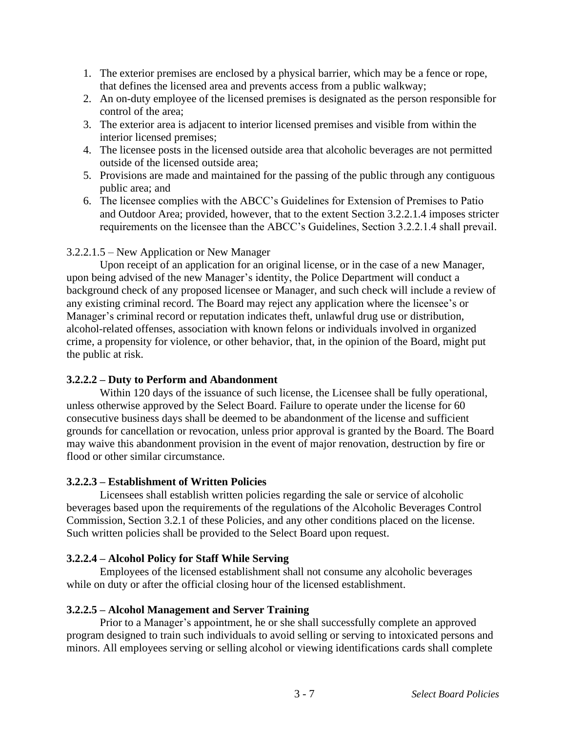1. The exterior premises are enclosed by a physical barrier, which may be a fence or rope, that defines the licensed area and prevents access from a public walkway;
2. An on-duty employee of the licensed premises is designated as the person responsible for control of the area;
3. The exterior area is adjacent to interior licensed premises and visible from within the interior licensed premises;
4. The licensee posts in the licensed outside area that alcoholic beverages are not permitted outside of the licensed outside area;
5. Provisions are made and maintained for the passing of the public through any contiguous public area; and
6. The licensee complies with the ABCC's Guidelines for Extension of Premises to Patio and Outdoor Area; provided, however, that to the extent Section 3.2.2.1.4 imposes stricter requirements on the licensee than the ABCC's Guidelines, Section 3.2.2.1.4 shall prevail.

3.2.2.1.5 – New Application or New Manager

Upon receipt of an application for an original license, or in the case of a new Manager, upon being advised of the new Manager's identity, the Police Department will conduct a background check of any proposed licensee or Manager, and such check will include a review of any existing criminal record. The Board may reject any application where the licensee's or Manager's criminal record or reputation indicates theft, unlawful drug use or distribution, alcohol-related offenses, association with known felons or individuals involved in organized crime, a propensity for violence, or other behavior, that, in the opinion of the Board, might put the public at risk.

**3.2.2.2 – Duty to Perform and Abandonment**

Within 120 days of the issuance of such license, the Licensee shall be fully operational, unless otherwise approved by the Select Board. Failure to operate under the license for 60 consecutive business days shall be deemed to be abandonment of the license and sufficient grounds for cancellation or revocation, unless prior approval is granted by the Board. The Board may waive this abandonment provision in the event of major renovation, destruction by fire or flood or other similar circumstance.

**3.2.2.3 – Establishment of Written Policies**

Licensees shall establish written policies regarding the sale or service of alcoholic beverages based upon the requirements of the regulations of the Alcoholic Beverages Control Commission, Section 3.2.1 of these Policies, and any other conditions placed on the license. Such written policies shall be provided to the Select Board upon request.

**3.2.2.4 – Alcohol Policy for Staff While Serving**

Employees of the licensed establishment shall not consume any alcoholic beverages while on duty or after the official closing hour of the licensed establishment.

**3.2.2.5 – Alcohol Management and Server Training**

Prior to a Manager's appointment, he or she shall successfully complete an approved program designed to train such individuals to avoid selling or serving to intoxicated persons and minors. All employees serving or selling alcohol or viewing identifications cards shall complete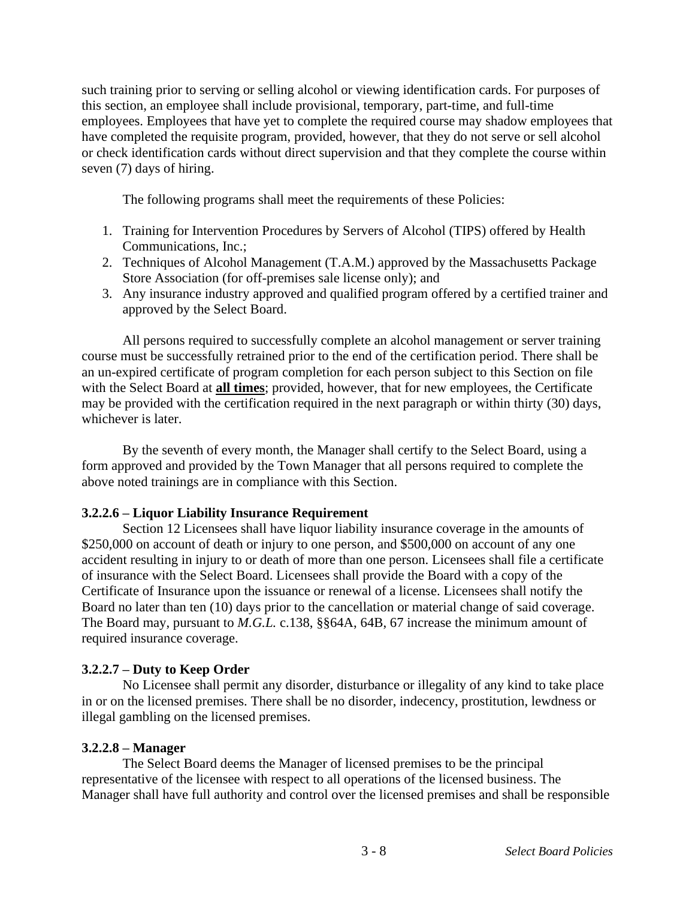such training prior to serving or selling alcohol or viewing identification cards. For purposes of this section, an employee shall include provisional, temporary, part-time, and full-time employees. Employees that have yet to complete the required course may shadow employees that have completed the requisite program, provided, however, that they do not serve or sell alcohol or check identification cards without direct supervision and that they complete the course within seven (7) days of hiring.

The following programs shall meet the requirements of these Policies:

1. Training for Intervention Procedures by Servers of Alcohol (TIPS) offered by Health Communications, Inc.;
2. Techniques of Alcohol Management (T.A.M.) approved by the Massachusetts Package Store Association (for off-premises sale license only); and
3. Any insurance industry approved and qualified program offered by a certified trainer and approved by the Select Board.

All persons required to successfully complete an alcohol management or server training course must be successfully retrained prior to the end of the certification period. There shall be an un-expired certificate of program completion for each person subject to this Section on file with the Select Board at **all times**; provided, however, that for new employees, the Certificate may be provided with the certification required in the next paragraph or within thirty (30) days, whichever is later.

By the seventh of every month, the Manager shall certify to the Select Board, using a form approved and provided by the Town Manager that all persons required to complete the above noted trainings are in compliance with this Section.

**3.2.2.6 – Liquor Liability Insurance Requirement**

Section 12 Licensees shall have liquor liability insurance coverage in the amounts of $250,000 on account of death or injury to one person, and $500,000 on account of any one accident resulting in injury to or death of more than one person. Licensees shall file a certificate of insurance with the Select Board. Licensees shall provide the Board with a copy of the Certificate of Insurance upon the issuance or renewal of a license. Licensees shall notify the Board no later than ten (10) days prior to the cancellation or material change of said coverage. The Board may, pursuant to *M.G.L.* c.138, §§64A, 64B, 67 increase the minimum amount of required insurance coverage.

**3.2.2.7 – Duty to Keep Order**

No Licensee shall permit any disorder, disturbance or illegality of any kind to take place in or on the licensed premises. There shall be no disorder, indecency, prostitution, lewdness or illegal gambling on the licensed premises.

**3.2.2.8 – Manager**

The Select Board deems the Manager of licensed premises to be the principal representative of the licensee with respect to all operations of the licensed business. The Manager shall have full authority and control over the licensed premises and shall be responsible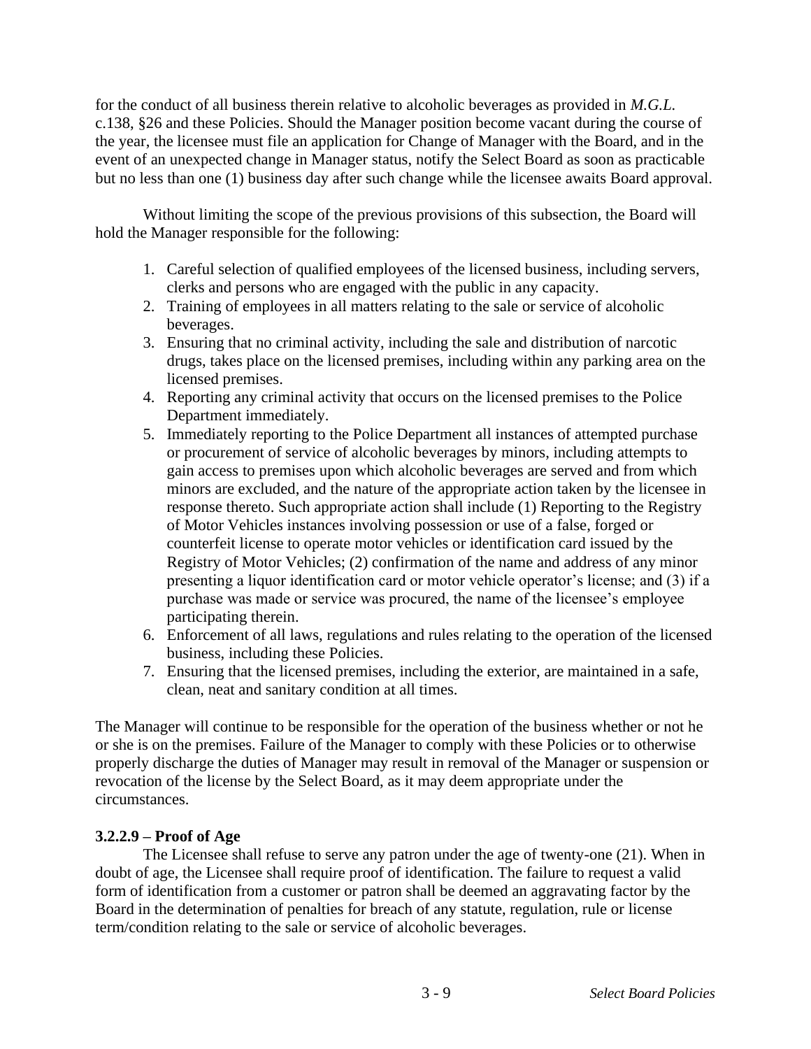for the conduct of all business therein relative to alcoholic beverages as provided in *M.G.L.* c.138, §26 and these Policies. Should the Manager position become vacant during the course of the year, the licensee must file an application for Change of Manager with the Board, and in the event of an unexpected change in Manager status, notify the Select Board as soon as practicable but no less than one (1) business day after such change while the licensee awaits Board approval.

Without limiting the scope of the previous provisions of this subsection, the Board will hold the Manager responsible for the following:

1. Careful selection of qualified employees of the licensed business, including servers, clerks and persons who are engaged with the public in any capacity.
2. Training of employees in all matters relating to the sale or service of alcoholic beverages.
3. Ensuring that no criminal activity, including the sale and distribution of narcotic drugs, takes place on the licensed premises, including within any parking area on the licensed premises.
4. Reporting any criminal activity that occurs on the licensed premises to the Police Department immediately.
5. Immediately reporting to the Police Department all instances of attempted purchase or procurement of service of alcoholic beverages by minors, including attempts to gain access to premises upon which alcoholic beverages are served and from which minors are excluded, and the nature of the appropriate action taken by the licensee in response thereto. Such appropriate action shall include (1) Reporting to the Registry of Motor Vehicles instances involving possession or use of a false, forged or counterfeit license to operate motor vehicles or identification card issued by the Registry of Motor Vehicles; (2) confirmation of the name and address of any minor presenting a liquor identification card or motor vehicle operator's license; and (3) if a purchase was made or service was procured, the name of the licensee's employee participating therein.
6. Enforcement of all laws, regulations and rules relating to the operation of the licensed business, including these Policies.
7. Ensuring that the licensed premises, including the exterior, are maintained in a safe, clean, neat and sanitary condition at all times.

The Manager will continue to be responsible for the operation of the business whether or not he or she is on the premises. Failure of the Manager to comply with these Policies or to otherwise properly discharge the duties of Manager may result in removal of the Manager or suspension or revocation of the license by the Select Board, as it may deem appropriate under the circumstances.

**3.2.2.9 – Proof of Age**

The Licensee shall refuse to serve any patron under the age of twenty-one (21). When in doubt of age, the Licensee shall require proof of identification. The failure to request a valid form of identification from a customer or patron shall be deemed an aggravating factor by the Board in the determination of penalties for breach of any statute, regulation, rule or license term/condition relating to the sale or service of alcoholic beverages.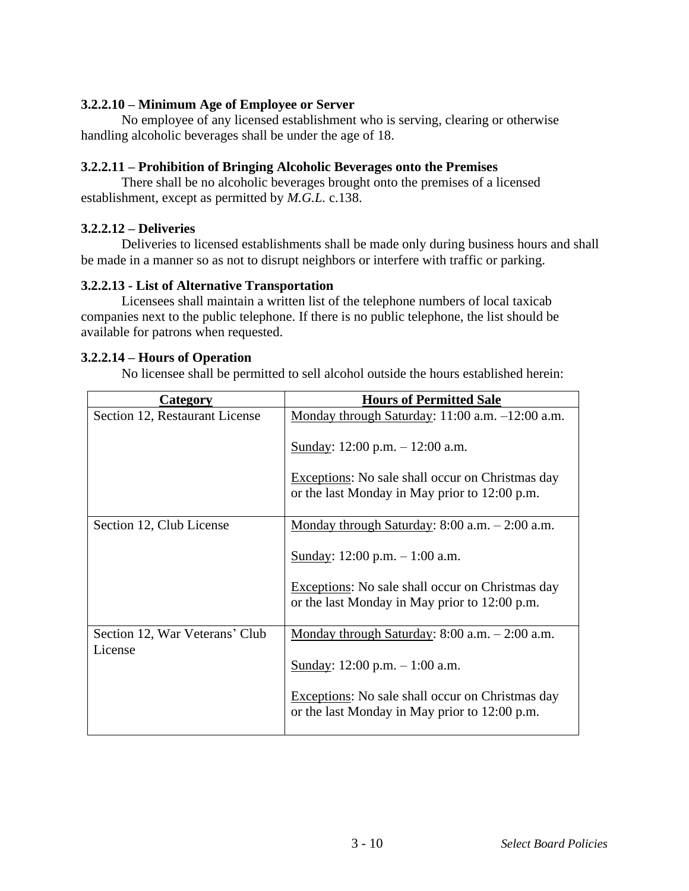### 3.2.2.10 – Minimum Age of Employee or Server

No employee of any licensed establishment who is serving, clearing or otherwise handling alcoholic beverages shall be under the age of 18.

### 3.2.2.11 – Prohibition of Bringing Alcoholic Beverages onto the Premises

There shall be no alcoholic beverages brought onto the premises of a licensed establishment, except as permitted by *M.G.L.* c.138.

### 3.2.2.12 – Deliveries

Deliveries to licensed establishments shall be made only during business hours and shall be made in a manner so as not to disrupt neighbors or interfere with traffic or parking.

### 3.2.2.13 - List of Alternative Transportation

Licensees shall maintain a written list of the telephone numbers of local taxicab companies next to the public telephone. If there is no public telephone, the list should be available for patrons when requested.

### 3.2.2.14 – Hours of Operation

No licensee shall be permitted to sell alcohol outside the hours established herein:

| Category | Hours of Permitted Sale |
|---|---|
| Section 12, Restaurant License | <u>Monday through Saturday</u>: 11:00 a.m. –12:00 a.m.<br><br><u>Sunday</u>: 12:00 p.m. – 12:00 a.m.<br><br><u>Exceptions</u>: No sale shall occur on Christmas day or the last Monday in May prior to 12:00 p.m. |
| Section 12, Club License | <u>Monday through Saturday</u>: 8:00 a.m. – 2:00 a.m.<br><br><u>Sunday</u>: 12:00 p.m. – 1:00 a.m.<br><br><u>Exceptions</u>: No sale shall occur on Christmas day or the last Monday in May prior to 12:00 p.m. |
| Section 12, War Veterans' Club License | <u>Monday through Saturday</u>: 8:00 a.m. – 2:00 a.m.<br><br><u>Sunday</u>: 12:00 p.m. – 1:00 a.m.<br><br><u>Exceptions</u>: No sale shall occur on Christmas day or the last Monday in May prior to 12:00 p.m. |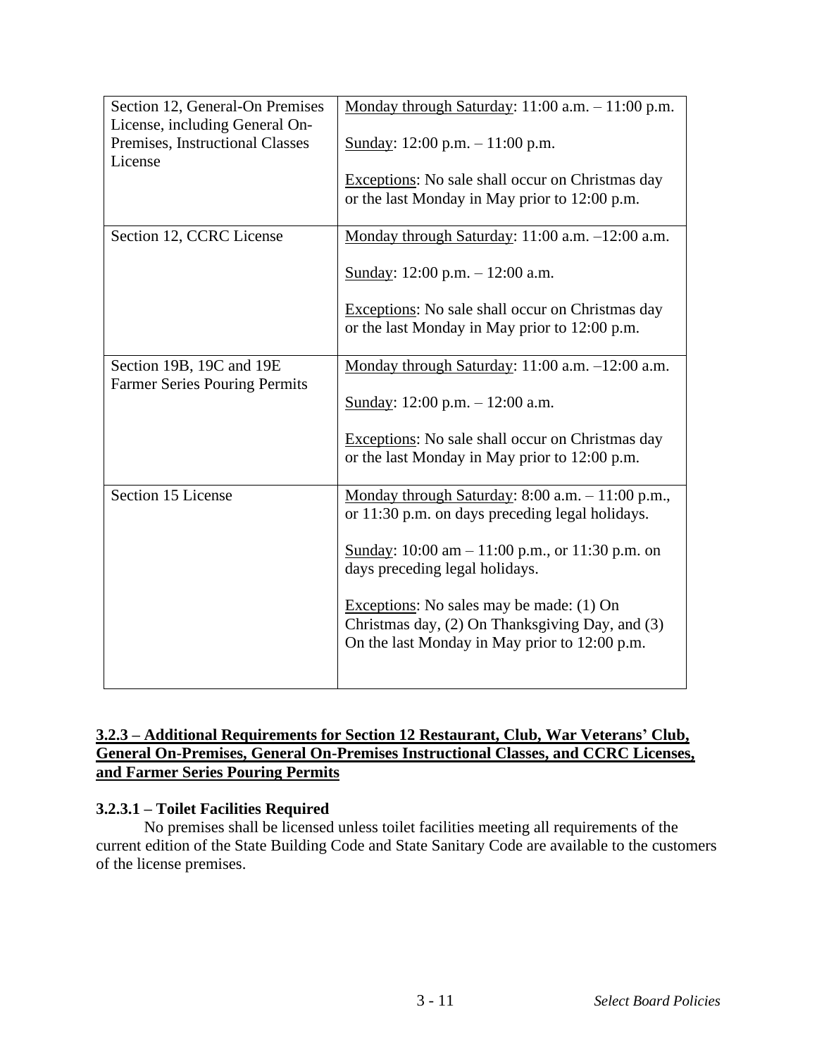| | |
|---|---|
| Section 12, General-On Premises License, including General On-Premises, Instructional Classes License | Monday through Saturday: 11:00 a.m. – 11:00 p.m.<br><br>Sunday: 12:00 p.m. – 11:00 p.m.<br><br>Exceptions: No sale shall occur on Christmas day or the last Monday in May prior to 12:00 p.m. |
| Section 12, CCRC License | Monday through Saturday: 11:00 a.m. –12:00 a.m.<br><br>Sunday: 12:00 p.m. – 12:00 a.m.<br><br>Exceptions: No sale shall occur on Christmas day or the last Monday in May prior to 12:00 p.m. |
| Section 19B, 19C and 19E Farmer Series Pouring Permits | Monday through Saturday: 11:00 a.m. –12:00 a.m.<br><br>Sunday: 12:00 p.m. – 12:00 a.m.<br><br>Exceptions: No sale shall occur on Christmas day or the last Monday in May prior to 12:00 p.m. |
| Section 15 License | Monday through Saturday: 8:00 a.m. – 11:00 p.m., or 11:30 p.m. on days preceding legal holidays.<br><br>Sunday: 10:00 am – 11:00 p.m., or 11:30 p.m. on days preceding legal holidays.<br><br>Exceptions: No sales may be made: (1) On Christmas day, (2) On Thanksgiving Day, and (3) On the last Monday in May prior to 12:00 p.m. |

## 3.2.3 – Additional Requirements for Section 12 Restaurant, Club, War Veterans' Club, General On-Premises, General On-Premises Instructional Classes, and CCRC Licenses, and Farmer Series Pouring Permits

### 3.2.3.1 – Toilet Facilities Required

No premises shall be licensed unless toilet facilities meeting all requirements of the current edition of the State Building Code and State Sanitary Code are available to the customers of the license premises.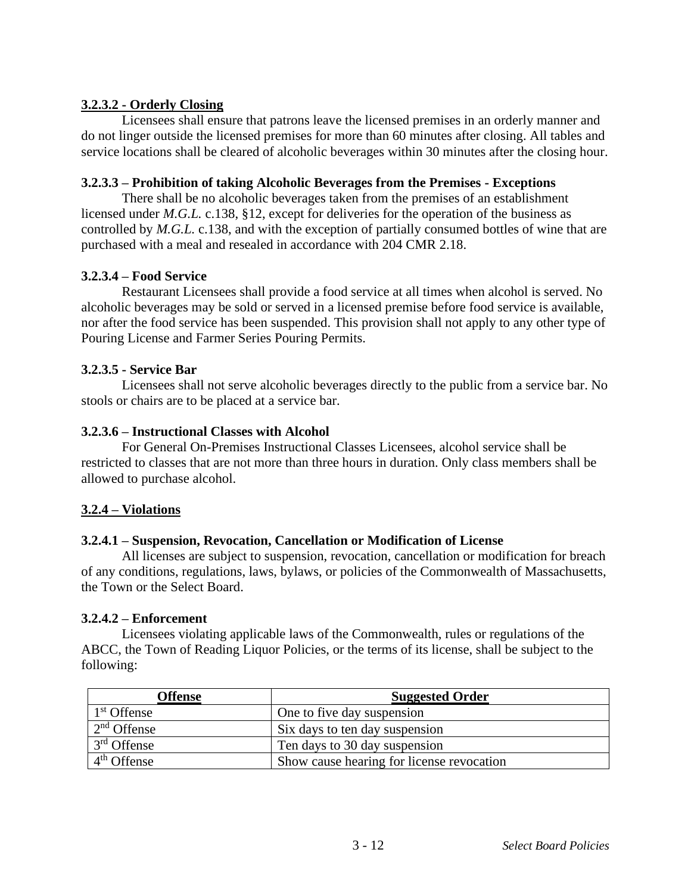### 3.2.3.2 - Orderly Closing

Licensees shall ensure that patrons leave the licensed premises in an orderly manner and do not linger outside the licensed premises for more than 60 minutes after closing. All tables and service locations shall be cleared of alcoholic beverages within 30 minutes after the closing hour.

### 3.2.3.3 – Prohibition of taking Alcoholic Beverages from the Premises - Exceptions

There shall be no alcoholic beverages taken from the premises of an establishment licensed under *M.G.L.* c.138, §12, except for deliveries for the operation of the business as controlled by *M.G.L.* c.138, and with the exception of partially consumed bottles of wine that are purchased with a meal and resealed in accordance with 204 CMR 2.18.

### 3.2.3.4 – Food Service

Restaurant Licensees shall provide a food service at all times when alcohol is served. No alcoholic beverages may be sold or served in a licensed premise before food service is available, nor after the food service has been suspended. This provision shall not apply to any other type of Pouring License and Farmer Series Pouring Permits.

### 3.2.3.5 - Service Bar

Licensees shall not serve alcoholic beverages directly to the public from a service bar. No stools or chairs are to be placed at a service bar.

### 3.2.3.6 – Instructional Classes with Alcohol

For General On-Premises Instructional Classes Licensees, alcohol service shall be restricted to classes that are not more than three hours in duration. Only class members shall be allowed to purchase alcohol.

## 3.2.4 – Violations

### 3.2.4.1 – Suspension, Revocation, Cancellation or Modification of License

All licenses are subject to suspension, revocation, cancellation or modification for breach of any conditions, regulations, laws, bylaws, or policies of the Commonwealth of Massachusetts, the Town or the Select Board.

### 3.2.4.2 – Enforcement

Licensees violating applicable laws of the Commonwealth, rules or regulations of the ABCC, the Town of Reading Liquor Policies, or the terms of its license, shall be subject to the following:

| Offense | Suggested Order |
|---|---|
| 1st Offense | One to five day suspension |
| 2nd Offense | Six days to ten day suspension |
| 3rd Offense | Ten days to 30 day suspension |
| 4th Offense | Show cause hearing for license revocation |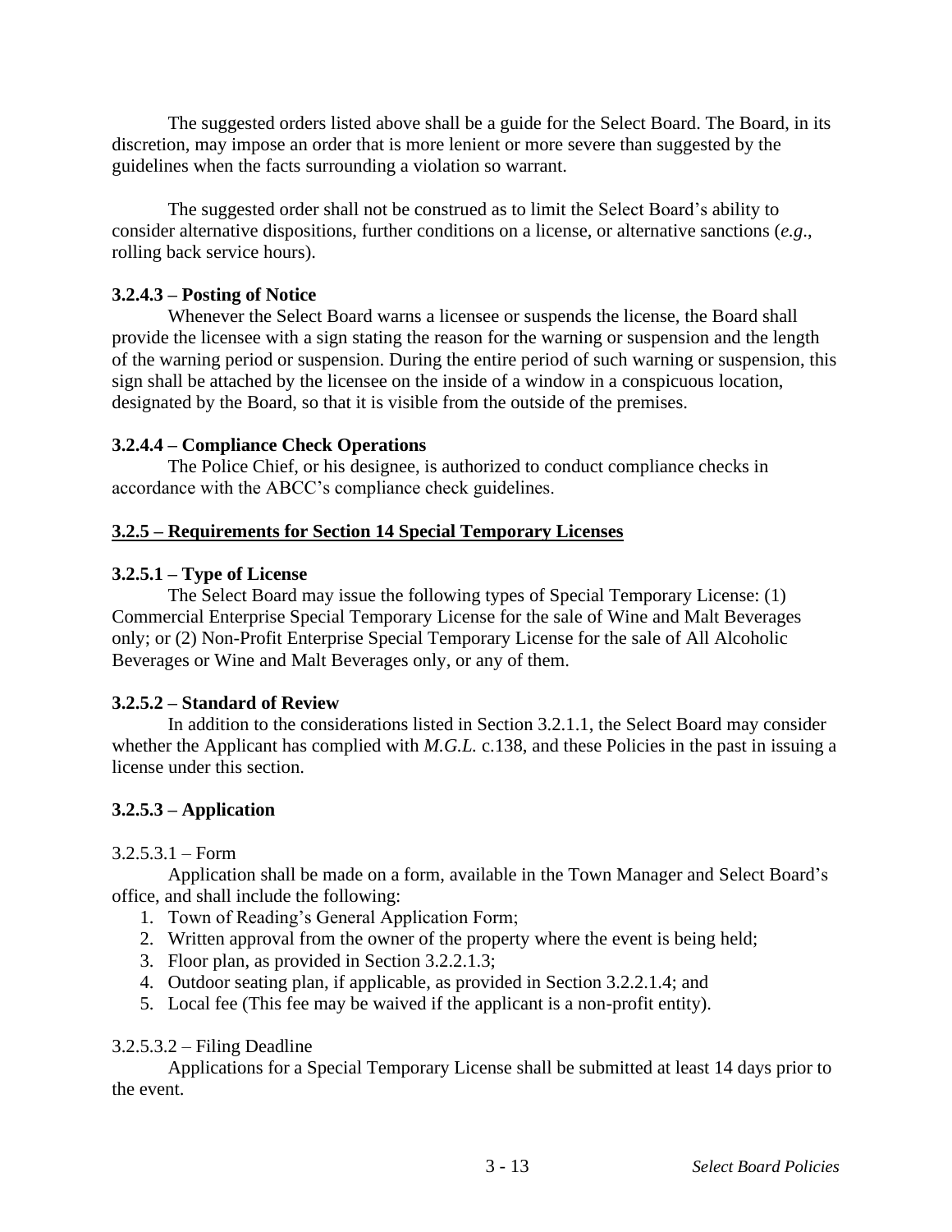The suggested orders listed above shall be a guide for the Select Board. The Board, in its discretion, may impose an order that is more lenient or more severe than suggested by the guidelines when the facts surrounding a violation so warrant.

The suggested order shall not be construed as to limit the Select Board's ability to consider alternative dispositions, further conditions on a license, or alternative sanctions (*e.g*., rolling back service hours).

**3.2.4.3 – Posting of Notice**

Whenever the Select Board warns a licensee or suspends the license, the Board shall provide the licensee with a sign stating the reason for the warning or suspension and the length of the warning period or suspension. During the entire period of such warning or suspension, this sign shall be attached by the licensee on the inside of a window in a conspicuous location, designated by the Board, so that it is visible from the outside of the premises.

**3.2.4.4 – Compliance Check Operations**

The Police Chief, or his designee, is authorized to conduct compliance checks in accordance with the ABCC's compliance check guidelines.

**<u>3.2.5 – Requirements for Section 14 Special Temporary Licenses</u>**

**3.2.5.1 – Type of License**

The Select Board may issue the following types of Special Temporary License: (1) Commercial Enterprise Special Temporary License for the sale of Wine and Malt Beverages only; or (2) Non-Profit Enterprise Special Temporary License for the sale of All Alcoholic Beverages or Wine and Malt Beverages only, or any of them.

**3.2.5.2 – Standard of Review**

In addition to the considerations listed in Section 3.2.1.1, the Select Board may consider whether the Applicant has complied with *M.G.L.* c.138, and these Policies in the past in issuing a license under this section.

**3.2.5.3 – Application**

3.2.5.3.1 – Form

Application shall be made on a form, available in the Town Manager and Select Board's office, and shall include the following:

1. Town of Reading's General Application Form;
2. Written approval from the owner of the property where the event is being held;
3. Floor plan, as provided in Section 3.2.2.1.3;
4. Outdoor seating plan, if applicable, as provided in Section 3.2.2.1.4; and
5. Local fee (This fee may be waived if the applicant is a non-profit entity).

3.2.5.3.2 – Filing Deadline

Applications for a Special Temporary License shall be submitted at least 14 days prior to the event.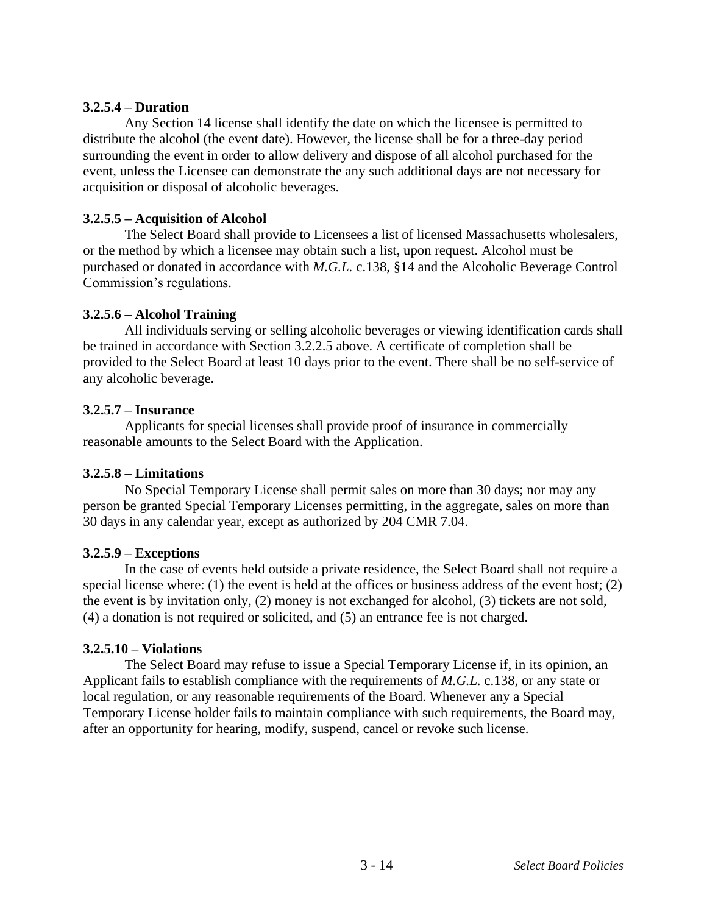**3.2.5.4 – Duration**

Any Section 14 license shall identify the date on which the licensee is permitted to distribute the alcohol (the event date). However, the license shall be for a three-day period surrounding the event in order to allow delivery and dispose of all alcohol purchased for the event, unless the Licensee can demonstrate the any such additional days are not necessary for acquisition or disposal of alcoholic beverages.

**3.2.5.5 – Acquisition of Alcohol**

The Select Board shall provide to Licensees a list of licensed Massachusetts wholesalers, or the method by which a licensee may obtain such a list, upon request. Alcohol must be purchased or donated in accordance with *M.G.L.* c.138, §14 and the Alcoholic Beverage Control Commission's regulations.

**3.2.5.6 – Alcohol Training**

All individuals serving or selling alcoholic beverages or viewing identification cards shall be trained in accordance with Section 3.2.2.5 above. A certificate of completion shall be provided to the Select Board at least 10 days prior to the event. There shall be no self-service of any alcoholic beverage.

**3.2.5.7 – Insurance**

Applicants for special licenses shall provide proof of insurance in commercially reasonable amounts to the Select Board with the Application.

**3.2.5.8 – Limitations**

No Special Temporary License shall permit sales on more than 30 days; nor may any person be granted Special Temporary Licenses permitting, in the aggregate, sales on more than 30 days in any calendar year, except as authorized by 204 CMR 7.04.

**3.2.5.9 – Exceptions**

In the case of events held outside a private residence, the Select Board shall not require a special license where: (1) the event is held at the offices or business address of the event host; (2) the event is by invitation only, (2) money is not exchanged for alcohol, (3) tickets are not sold, (4) a donation is not required or solicited, and (5) an entrance fee is not charged.

**3.2.5.10 – Violations**

The Select Board may refuse to issue a Special Temporary License if, in its opinion, an Applicant fails to establish compliance with the requirements of *M.G.L.* c.138, or any state or local regulation, or any reasonable requirements of the Board. Whenever any a Special Temporary License holder fails to maintain compliance with such requirements, the Board may, after an opportunity for hearing, modify, suspend, cancel or revoke such license.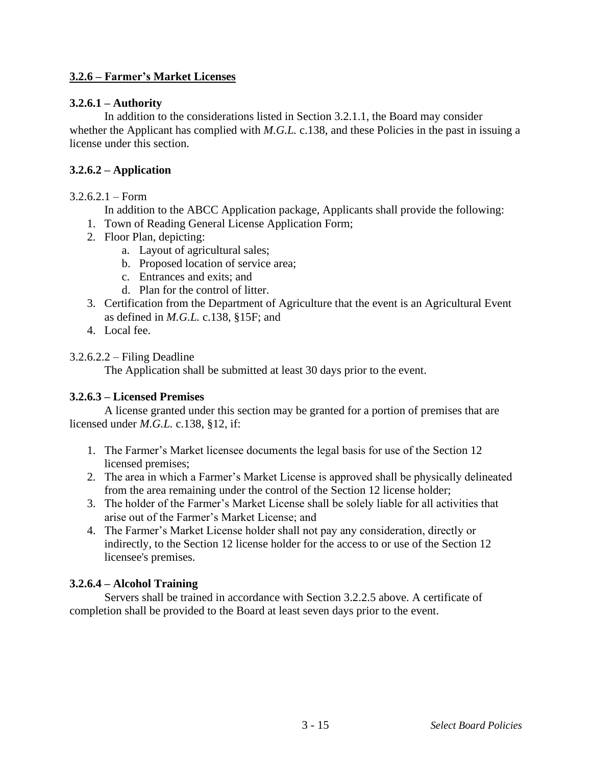## 3.2.6 – Farmer's Market Licenses

### 3.2.6.1 – Authority

In addition to the considerations listed in Section 3.2.1.1, the Board may consider whether the Applicant has complied with *M.G.L.* c.138, and these Policies in the past in issuing a license under this section.

### 3.2.6.2 – Application

3.2.6.2.1 – Form

In addition to the ABCC Application package, Applicants shall provide the following:

1. Town of Reading General License Application Form;
2. Floor Plan, depicting:
   a. Layout of agricultural sales;
   b. Proposed location of service area;
   c. Entrances and exits; and
   d. Plan for the control of litter.
3. Certification from the Department of Agriculture that the event is an Agricultural Event as defined in *M.G.L.* c.138, §15F; and
4. Local fee.

3.2.6.2.2 – Filing Deadline

The Application shall be submitted at least 30 days prior to the event.

### 3.2.6.3 – Licensed Premises

A license granted under this section may be granted for a portion of premises that are licensed under *M.G.L.* c.138, §12, if:

1. The Farmer's Market licensee documents the legal basis for use of the Section 12 licensed premises;
2. The area in which a Farmer's Market License is approved shall be physically delineated from the area remaining under the control of the Section 12 license holder;
3. The holder of the Farmer's Market License shall be solely liable for all activities that arise out of the Farmer's Market License; and
4. The Farmer's Market License holder shall not pay any consideration, directly or indirectly, to the Section 12 license holder for the access to or use of the Section 12 licensee's premises.

### 3.2.6.4 – Alcohol Training

Servers shall be trained in accordance with Section 3.2.2.5 above. A certificate of completion shall be provided to the Board at least seven days prior to the event.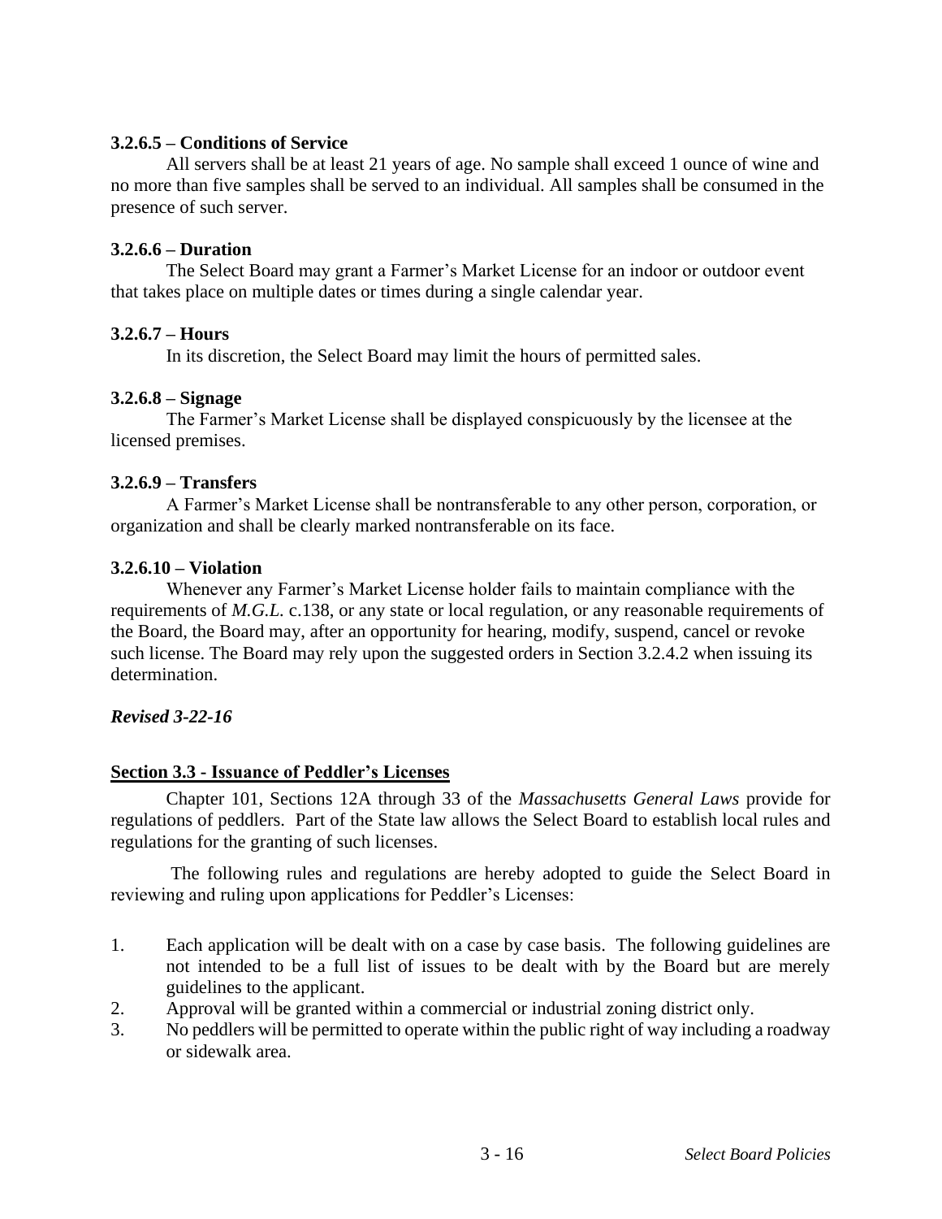**3.2.6.5 – Conditions of Service**

All servers shall be at least 21 years of age. No sample shall exceed 1 ounce of wine and no more than five samples shall be served to an individual. All samples shall be consumed in the presence of such server.

**3.2.6.6 – Duration**

The Select Board may grant a Farmer's Market License for an indoor or outdoor event that takes place on multiple dates or times during a single calendar year.

**3.2.6.7 – Hours**

In its discretion, the Select Board may limit the hours of permitted sales.

**3.2.6.8 – Signage**

The Farmer's Market License shall be displayed conspicuously by the licensee at the licensed premises.

**3.2.6.9 – Transfers**

A Farmer's Market License shall be nontransferable to any other person, corporation, or organization and shall be clearly marked nontransferable on its face.

**3.2.6.10 – Violation**

Whenever any Farmer's Market License holder fails to maintain compliance with the requirements of *M.G.L.* c.138, or any state or local regulation, or any reasonable requirements of the Board, the Board may, after an opportunity for hearing, modify, suspend, cancel or revoke such license. The Board may rely upon the suggested orders in Section 3.2.4.2 when issuing its determination.

***Revised 3-22-16***

## Section 3.3 - Issuance of Peddler's Licenses

Chapter 101, Sections 12A through 33 of the *Massachusetts General Laws* provide for regulations of peddlers. Part of the State law allows the Select Board to establish local rules and regulations for the granting of such licenses.

The following rules and regulations are hereby adopted to guide the Select Board in reviewing and ruling upon applications for Peddler's Licenses:

1. Each application will be dealt with on a case by case basis. The following guidelines are not intended to be a full list of issues to be dealt with by the Board but are merely guidelines to the applicant.
2. Approval will be granted within a commercial or industrial zoning district only.
3. No peddlers will be permitted to operate within the public right of way including a roadway or sidewalk area.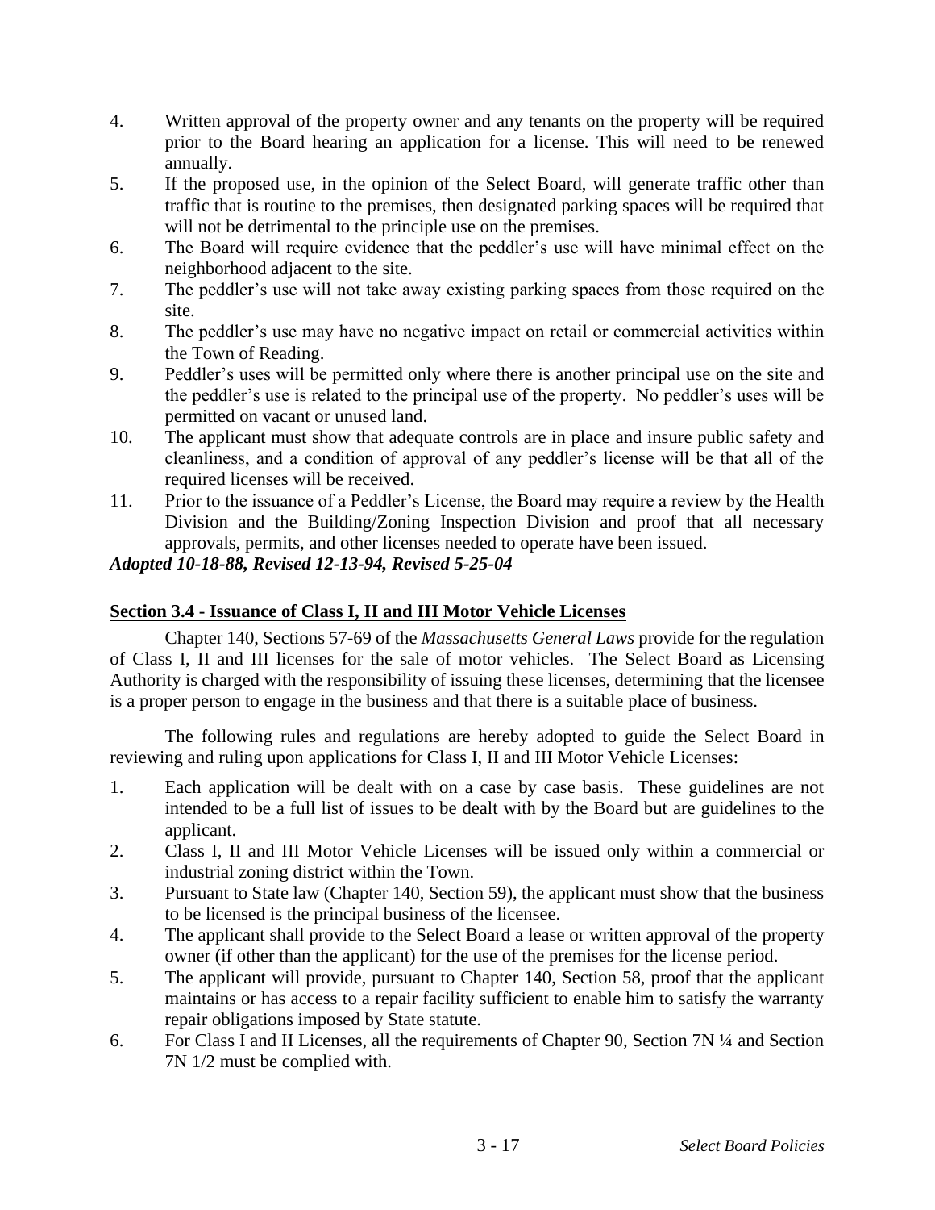4. Written approval of the property owner and any tenants on the property will be required prior to the Board hearing an application for a license. This will need to be renewed annually.
5. If the proposed use, in the opinion of the Select Board, will generate traffic other than traffic that is routine to the premises, then designated parking spaces will be required that will not be detrimental to the principle use on the premises.
6. The Board will require evidence that the peddler's use will have minimal effect on the neighborhood adjacent to the site.
7. The peddler's use will not take away existing parking spaces from those required on the site.
8. The peddler's use may have no negative impact on retail or commercial activities within the Town of Reading.
9. Peddler's uses will be permitted only where there is another principal use on the site and the peddler's use is related to the principal use of the property. No peddler's uses will be permitted on vacant or unused land.
10. The applicant must show that adequate controls are in place and insure public safety and cleanliness, and a condition of approval of any peddler's license will be that all of the required licenses will be received.
11. Prior to the issuance of a Peddler's License, the Board may require a review by the Health Division and the Building/Zoning Inspection Division and proof that all necessary approvals, permits, and other licenses needed to operate have been issued.

***Adopted 10-18-88, Revised 12-13-94, Revised 5-25-04***

## Section 3.4 - Issuance of Class I, II and III Motor Vehicle Licenses

Chapter 140, Sections 57-69 of the *Massachusetts General Laws* provide for the regulation of Class I, II and III licenses for the sale of motor vehicles. The Select Board as Licensing Authority is charged with the responsibility of issuing these licenses, determining that the licensee is a proper person to engage in the business and that there is a suitable place of business.

The following rules and regulations are hereby adopted to guide the Select Board in reviewing and ruling upon applications for Class I, II and III Motor Vehicle Licenses:

1. Each application will be dealt with on a case by case basis. These guidelines are not intended to be a full list of issues to be dealt with by the Board but are guidelines to the applicant.
2. Class I, II and III Motor Vehicle Licenses will be issued only within a commercial or industrial zoning district within the Town.
3. Pursuant to State law (Chapter 140, Section 59), the applicant must show that the business to be licensed is the principal business of the licensee.
4. The applicant shall provide to the Select Board a lease or written approval of the property owner (if other than the applicant) for the use of the premises for the license period.
5. The applicant will provide, pursuant to Chapter 140, Section 58, proof that the applicant maintains or has access to a repair facility sufficient to enable him to satisfy the warranty repair obligations imposed by State statute.
6. For Class I and II Licenses, all the requirements of Chapter 90, Section 7N ¼ and Section 7N 1/2 must be complied with.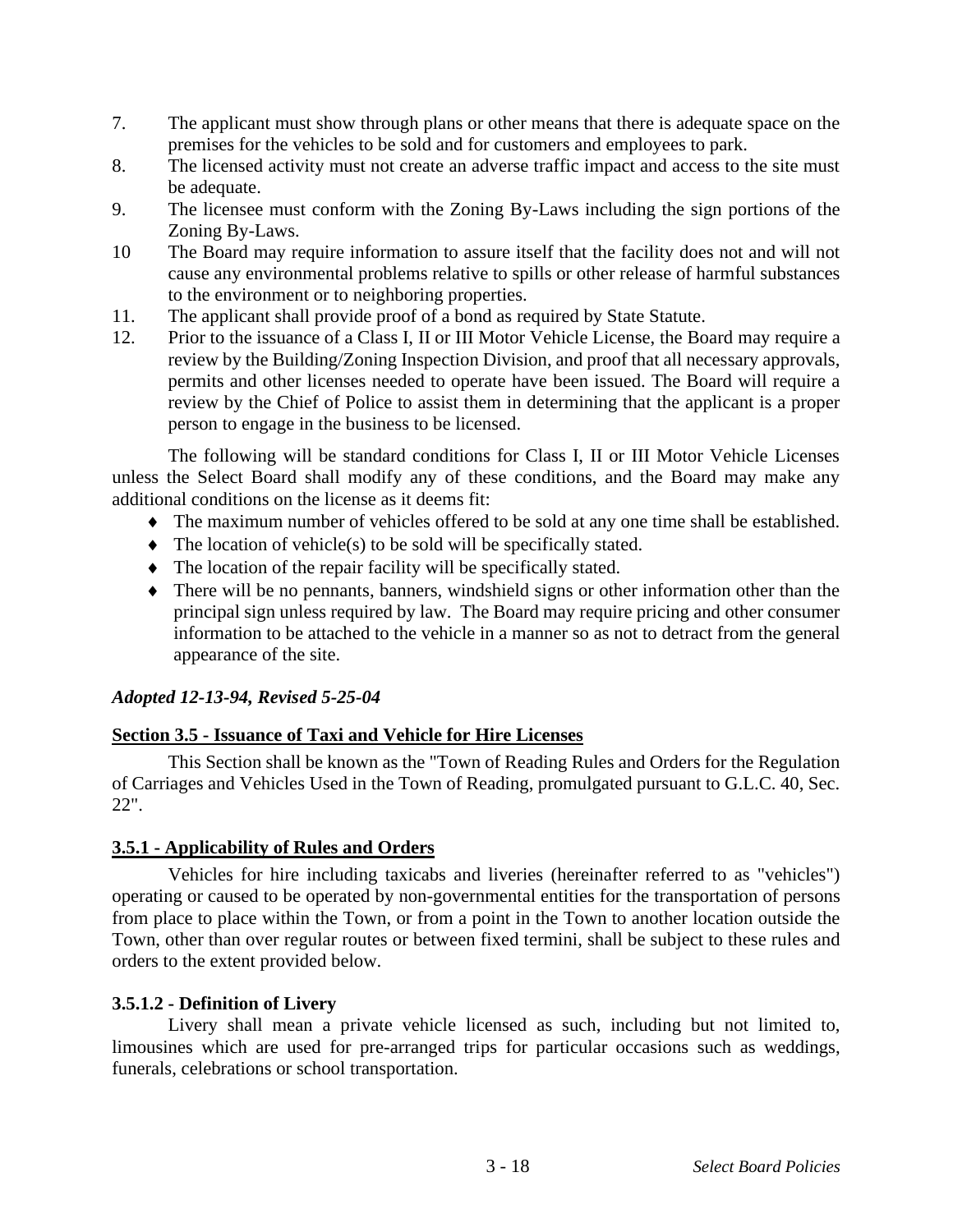7. The applicant must show through plans or other means that there is adequate space on the premises for the vehicles to be sold and for customers and employees to park.
8. The licensed activity must not create an adverse traffic impact and access to the site must be adequate.
9. The licensee must conform with the Zoning By-Laws including the sign portions of the Zoning By-Laws.
10 The Board may require information to assure itself that the facility does not and will not cause any environmental problems relative to spills or other release of harmful substances to the environment or to neighboring properties.
11. The applicant shall provide proof of a bond as required by State Statute.
12. Prior to the issuance of a Class I, II or III Motor Vehicle License, the Board may require a review by the Building/Zoning Inspection Division, and proof that all necessary approvals, permits and other licenses needed to operate have been issued. The Board will require a review by the Chief of Police to assist them in determining that the applicant is a proper person to engage in the business to be licensed.

The following will be standard conditions for Class I, II or III Motor Vehicle Licenses unless the Select Board shall modify any of these conditions, and the Board may make any additional conditions on the license as it deems fit:

- The maximum number of vehicles offered to be sold at any one time shall be established.
- The location of vehicle(s) to be sold will be specifically stated.
- The location of the repair facility will be specifically stated.
- There will be no pennants, banners, windshield signs or other information other than the principal sign unless required by law. The Board may require pricing and other consumer information to be attached to the vehicle in a manner so as not to detract from the general appearance of the site.

***Adopted 12-13-94, Revised 5-25-04***

## Section 3.5 - Issuance of Taxi and Vehicle for Hire Licenses

This Section shall be known as the "Town of Reading Rules and Orders for the Regulation of Carriages and Vehicles Used in the Town of Reading, promulgated pursuant to G.L.C. 40, Sec. 22".

### 3.5.1 - Applicability of Rules and Orders

Vehicles for hire including taxicabs and liveries (hereinafter referred to as "vehicles") operating or caused to be operated by non-governmental entities for the transportation of persons from place to place within the Town, or from a point in the Town to another location outside the Town, other than over regular routes or between fixed termini, shall be subject to these rules and orders to the extent provided below.

#### 3.5.1.2 - Definition of Livery

Livery shall mean a private vehicle licensed as such, including but not limited to, limousines which are used for pre-arranged trips for particular occasions such as weddings, funerals, celebrations or school transportation.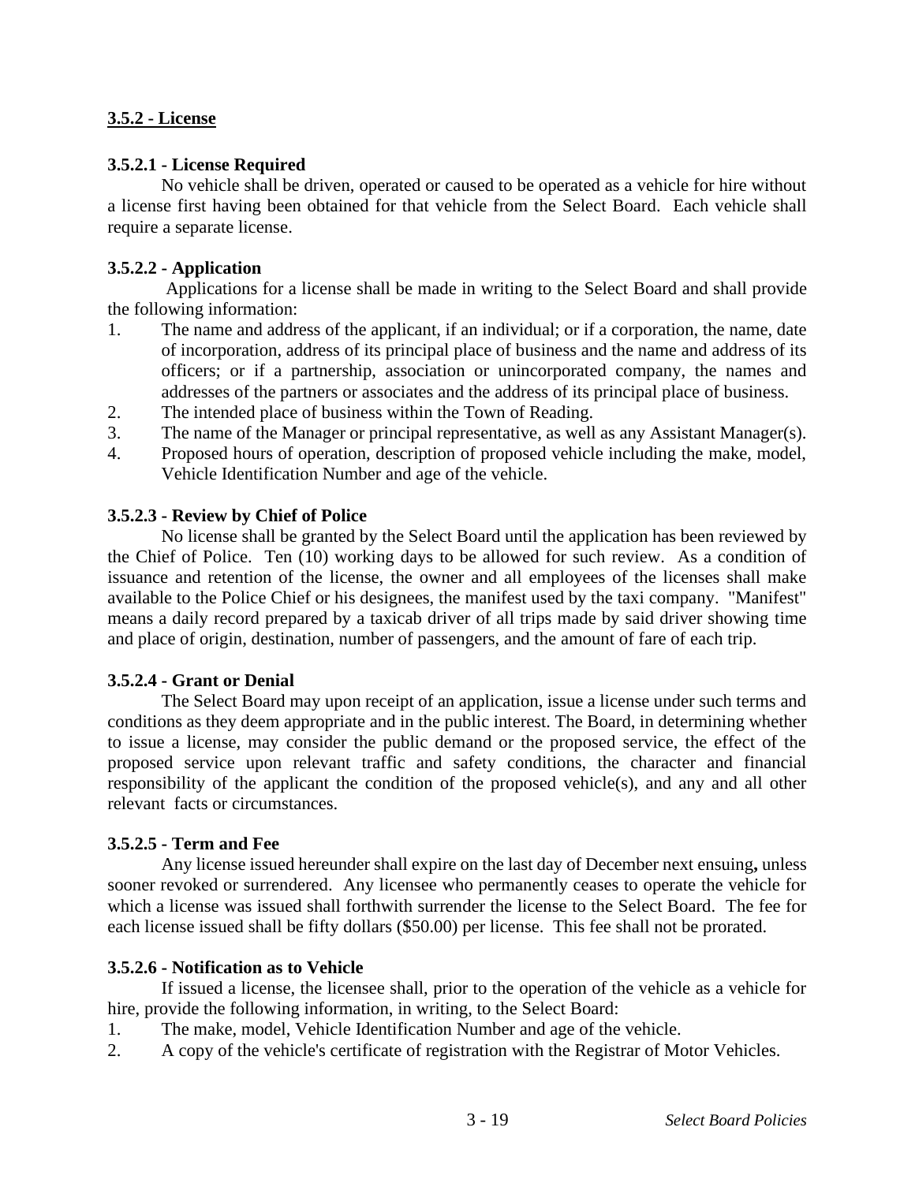## 3.5.2 - License

### 3.5.2.1 - License Required

No vehicle shall be driven, operated or caused to be operated as a vehicle for hire without a license first having been obtained for that vehicle from the Select Board. Each vehicle shall require a separate license.

### 3.5.2.2 - Application

Applications for a license shall be made in writing to the Select Board and shall provide the following information:

1. The name and address of the applicant, if an individual; or if a corporation, the name, date of incorporation, address of its principal place of business and the name and address of its officers; or if a partnership, association or unincorporated company, the names and addresses of the partners or associates and the address of its principal place of business.
2. The intended place of business within the Town of Reading.
3. The name of the Manager or principal representative, as well as any Assistant Manager(s).
4. Proposed hours of operation, description of proposed vehicle including the make, model, Vehicle Identification Number and age of the vehicle.

### 3.5.2.3 - Review by Chief of Police

No license shall be granted by the Select Board until the application has been reviewed by the Chief of Police. Ten (10) working days to be allowed for such review. As a condition of issuance and retention of the license, the owner and all employees of the licenses shall make available to the Police Chief or his designees, the manifest used by the taxi company. "Manifest" means a daily record prepared by a taxicab driver of all trips made by said driver showing time and place of origin, destination, number of passengers, and the amount of fare of each trip.

### 3.5.2.4 - Grant or Denial

The Select Board may upon receipt of an application, issue a license under such terms and conditions as they deem appropriate and in the public interest. The Board, in determining whether to issue a license, may consider the public demand or the proposed service, the effect of the proposed service upon relevant traffic and safety conditions, the character and financial responsibility of the applicant the condition of the proposed vehicle(s), and any and all other relevant facts or circumstances.

### 3.5.2.5 - Term and Fee

Any license issued hereunder shall expire on the last day of December next ensuing**,** unless sooner revoked or surrendered. Any licensee who permanently ceases to operate the vehicle for which a license was issued shall forthwith surrender the license to the Select Board. The fee for each license issued shall be fifty dollars ($50.00) per license. This fee shall not be prorated.

### 3.5.2.6 - Notification as to Vehicle

If issued a license, the licensee shall, prior to the operation of the vehicle as a vehicle for hire, provide the following information, in writing, to the Select Board:

1. The make, model, Vehicle Identification Number and age of the vehicle.
2. A copy of the vehicle's certificate of registration with the Registrar of Motor Vehicles.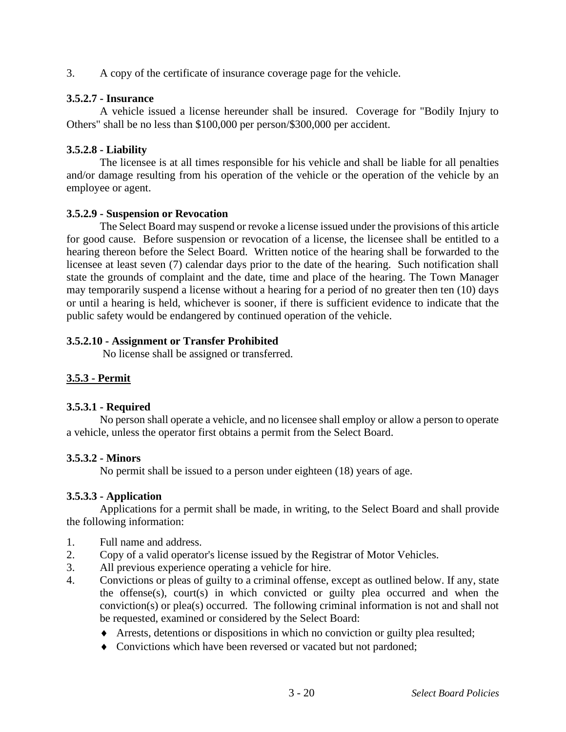3. A copy of the certificate of insurance coverage page for the vehicle.

**3.5.2.7 - Insurance**

A vehicle issued a license hereunder shall be insured. Coverage for "Bodily Injury to Others" shall be no less than $100,000 per person/$300,000 per accident.

**3.5.2.8 - Liability**

The licensee is at all times responsible for his vehicle and shall be liable for all penalties and/or damage resulting from his operation of the vehicle or the operation of the vehicle by an employee or agent.

**3.5.2.9 - Suspension or Revocation**

The Select Board may suspend or revoke a license issued under the provisions of this article for good cause. Before suspension or revocation of a license, the licensee shall be entitled to a hearing thereon before the Select Board. Written notice of the hearing shall be forwarded to the licensee at least seven (7) calendar days prior to the date of the hearing. Such notification shall state the grounds of complaint and the date, time and place of the hearing. The Town Manager may temporarily suspend a license without a hearing for a period of no greater then ten (10) days or until a hearing is held, whichever is sooner, if there is sufficient evidence to indicate that the public safety would be endangered by continued operation of the vehicle.

**3.5.2.10 - Assignment or Transfer Prohibited**

No license shall be assigned or transferred.

## 3.5.3 - Permit

**3.5.3.1 - Required**

No person shall operate a vehicle, and no licensee shall employ or allow a person to operate a vehicle, unless the operator first obtains a permit from the Select Board.

**3.5.3.2 - Minors**

No permit shall be issued to a person under eighteen (18) years of age.

**3.5.3.3 - Application**

Applications for a permit shall be made, in writing, to the Select Board and shall provide the following information:

1. Full name and address.
2. Copy of a valid operator's license issued by the Registrar of Motor Vehicles.
3. All previous experience operating a vehicle for hire.
4. Convictions or pleas of guilty to a criminal offense, except as outlined below. If any, state the offense(s), court(s) in which convicted or guilty plea occurred and when the conviction(s) or plea(s) occurred. The following criminal information is not and shall not be requested, examined or considered by the Select Board:
   - Arrests, detentions or dispositions in which no conviction or guilty plea resulted;
   - Convictions which have been reversed or vacated but not pardoned;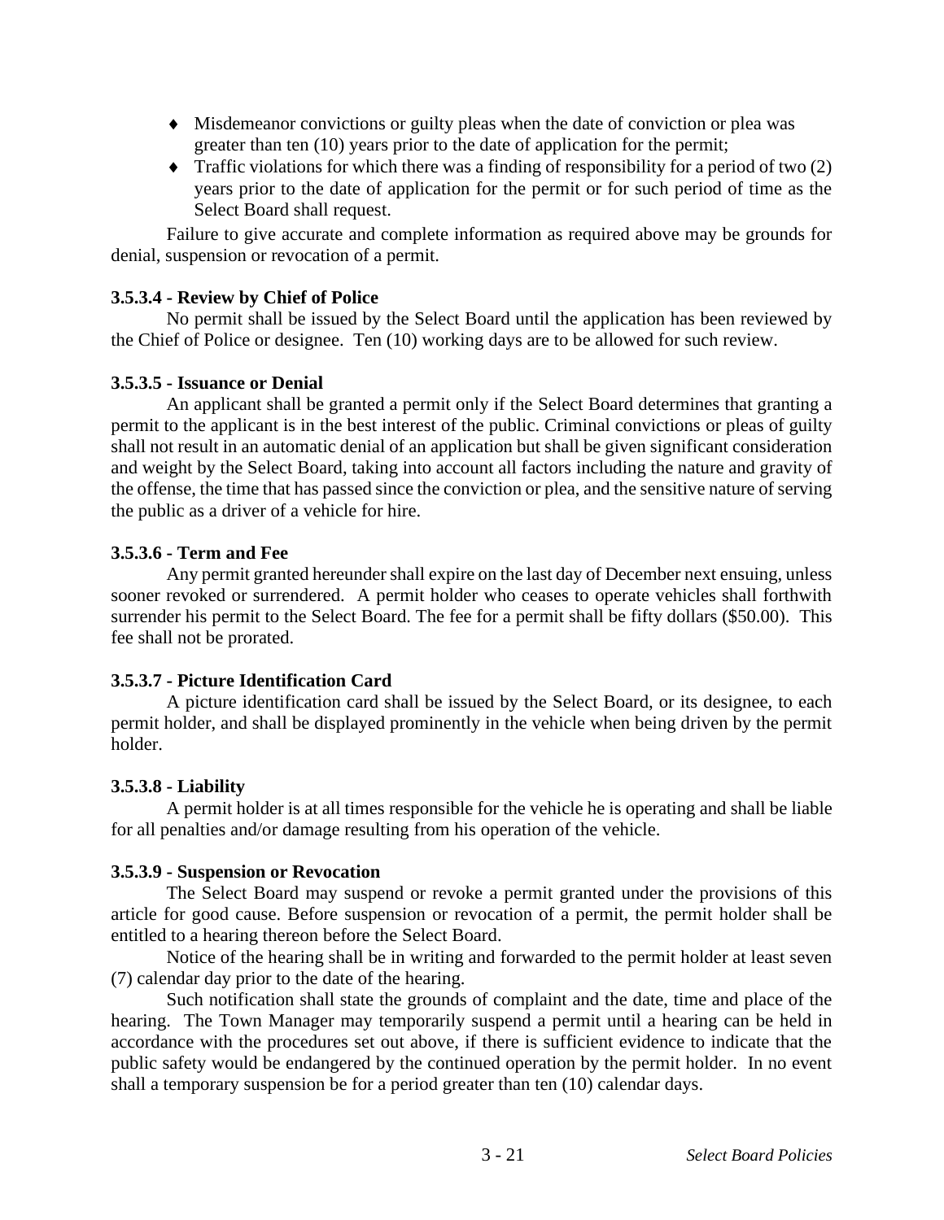- Misdemeanor convictions or guilty pleas when the date of conviction or plea was greater than ten (10) years prior to the date of application for the permit;
- Traffic violations for which there was a finding of responsibility for a period of two (2) years prior to the date of application for the permit or for such period of time as the Select Board shall request.

Failure to give accurate and complete information as required above may be grounds for denial, suspension or revocation of a permit.

**3.5.3.4 - Review by Chief of Police**

No permit shall be issued by the Select Board until the application has been reviewed by the Chief of Police or designee. Ten (10) working days are to be allowed for such review.

**3.5.3.5 - Issuance or Denial**

An applicant shall be granted a permit only if the Select Board determines that granting a permit to the applicant is in the best interest of the public. Criminal convictions or pleas of guilty shall not result in an automatic denial of an application but shall be given significant consideration and weight by the Select Board, taking into account all factors including the nature and gravity of the offense, the time that has passed since the conviction or plea, and the sensitive nature of serving the public as a driver of a vehicle for hire.

**3.5.3.6 - Term and Fee**

Any permit granted hereunder shall expire on the last day of December next ensuing, unless sooner revoked or surrendered. A permit holder who ceases to operate vehicles shall forthwith surrender his permit to the Select Board. The fee for a permit shall be fifty dollars ($50.00). This fee shall not be prorated.

**3.5.3.7 - Picture Identification Card**

A picture identification card shall be issued by the Select Board, or its designee, to each permit holder, and shall be displayed prominently in the vehicle when being driven by the permit holder.

**3.5.3.8 - Liability**

A permit holder is at all times responsible for the vehicle he is operating and shall be liable for all penalties and/or damage resulting from his operation of the vehicle.

**3.5.3.9 - Suspension or Revocation**

The Select Board may suspend or revoke a permit granted under the provisions of this article for good cause. Before suspension or revocation of a permit, the permit holder shall be entitled to a hearing thereon before the Select Board.

Notice of the hearing shall be in writing and forwarded to the permit holder at least seven (7) calendar day prior to the date of the hearing.

Such notification shall state the grounds of complaint and the date, time and place of the hearing. The Town Manager may temporarily suspend a permit until a hearing can be held in accordance with the procedures set out above, if there is sufficient evidence to indicate that the public safety would be endangered by the continued operation by the permit holder. In no event shall a temporary suspension be for a period greater than ten (10) calendar days.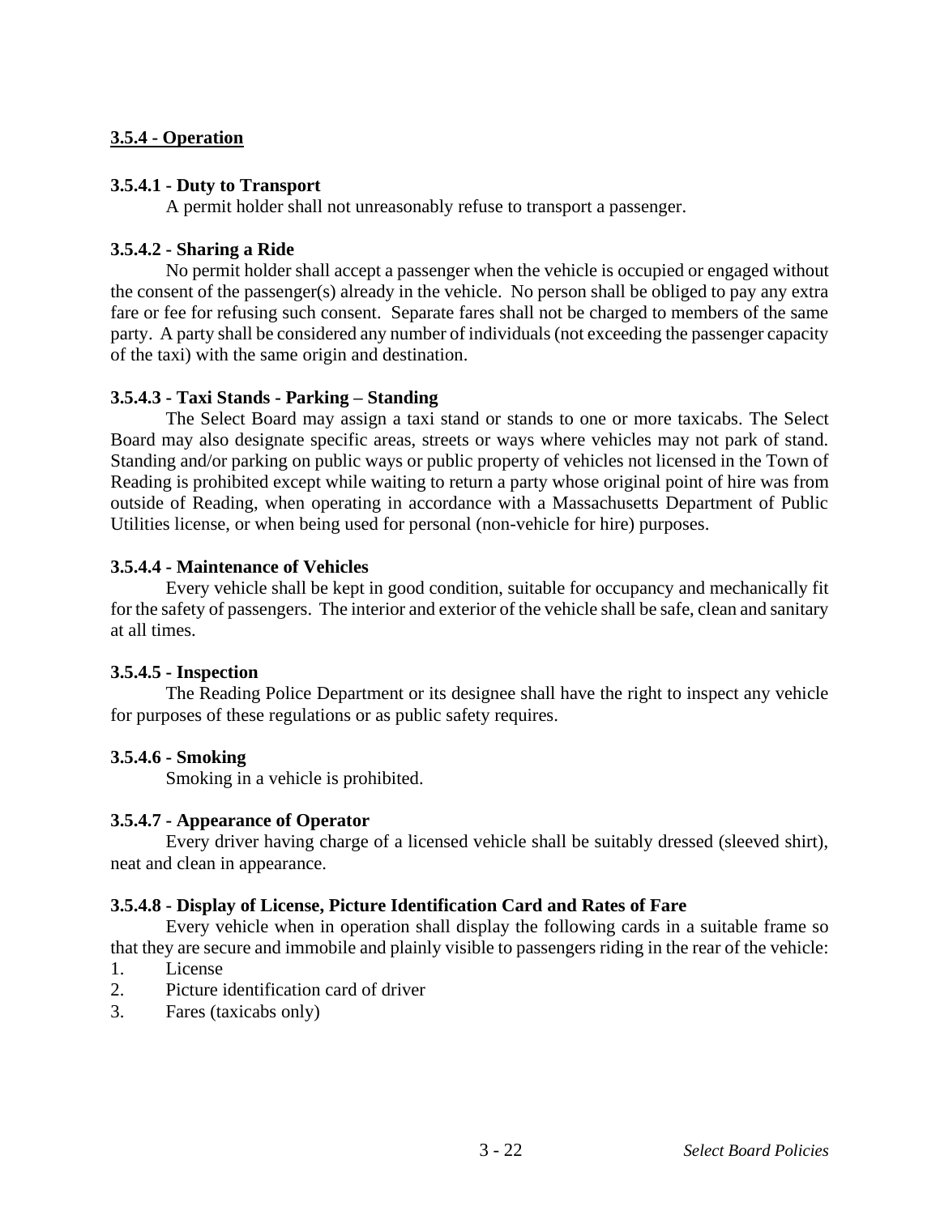## 3.5.4 - Operation

**3.5.4.1 - Duty to Transport**

A permit holder shall not unreasonably refuse to transport a passenger.

**3.5.4.2 - Sharing a Ride**

No permit holder shall accept a passenger when the vehicle is occupied or engaged without the consent of the passenger(s) already in the vehicle. No person shall be obliged to pay any extra fare or fee for refusing such consent. Separate fares shall not be charged to members of the same party. A party shall be considered any number of individuals (not exceeding the passenger capacity of the taxi) with the same origin and destination.

**3.5.4.3 - Taxi Stands - Parking – Standing**

The Select Board may assign a taxi stand or stands to one or more taxicabs. The Select Board may also designate specific areas, streets or ways where vehicles may not park of stand. Standing and/or parking on public ways or public property of vehicles not licensed in the Town of Reading is prohibited except while waiting to return a party whose original point of hire was from outside of Reading, when operating in accordance with a Massachusetts Department of Public Utilities license, or when being used for personal (non-vehicle for hire) purposes.

**3.5.4.4 - Maintenance of Vehicles**

Every vehicle shall be kept in good condition, suitable for occupancy and mechanically fit for the safety of passengers. The interior and exterior of the vehicle shall be safe, clean and sanitary at all times.

**3.5.4.5 - Inspection**

The Reading Police Department or its designee shall have the right to inspect any vehicle for purposes of these regulations or as public safety requires.

**3.5.4.6 - Smoking**

Smoking in a vehicle is prohibited.

**3.5.4.7 - Appearance of Operator**

Every driver having charge of a licensed vehicle shall be suitably dressed (sleeved shirt), neat and clean in appearance.

**3.5.4.8 - Display of License, Picture Identification Card and Rates of Fare**

Every vehicle when in operation shall display the following cards in a suitable frame so that they are secure and immobile and plainly visible to passengers riding in the rear of the vehicle:

1. License
2. Picture identification card of driver
3. Fares (taxicabs only)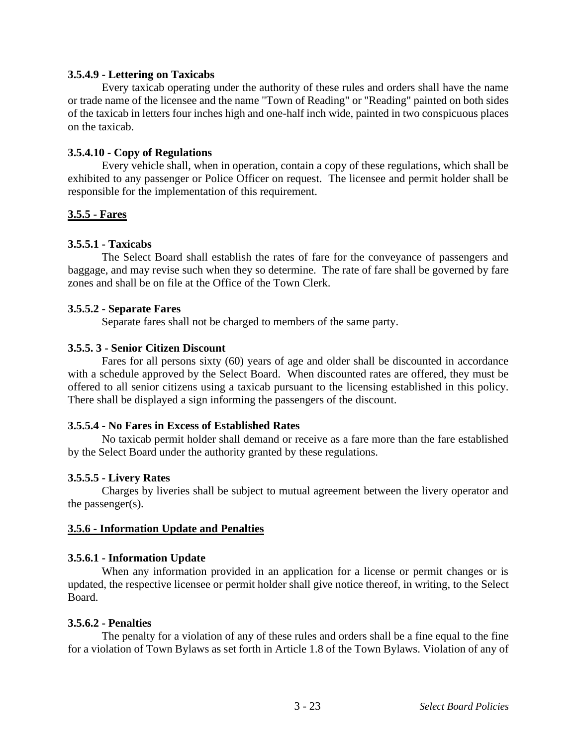**3.5.4.9 - Lettering on Taxicabs**

Every taxicab operating under the authority of these rules and orders shall have the name or trade name of the licensee and the name "Town of Reading" or "Reading" painted on both sides of the taxicab in letters four inches high and one-half inch wide, painted in two conspicuous places on the taxicab.

**3.5.4.10 - Copy of Regulations**

Every vehicle shall, when in operation, contain a copy of these regulations, which shall be exhibited to any passenger or Police Officer on request. The licensee and permit holder shall be responsible for the implementation of this requirement.

## 3.5.5 - Fares

**3.5.5.1 - Taxicabs**

The Select Board shall establish the rates of fare for the conveyance of passengers and baggage, and may revise such when they so determine. The rate of fare shall be governed by fare zones and shall be on file at the Office of the Town Clerk.

**3.5.5.2 - Separate Fares**

Separate fares shall not be charged to members of the same party.

**3.5.5. 3 - Senior Citizen Discount**

Fares for all persons sixty (60) years of age and older shall be discounted in accordance with a schedule approved by the Select Board. When discounted rates are offered, they must be offered to all senior citizens using a taxicab pursuant to the licensing established in this policy. There shall be displayed a sign informing the passengers of the discount.

**3.5.5.4 - No Fares in Excess of Established Rates**

No taxicab permit holder shall demand or receive as a fare more than the fare established by the Select Board under the authority granted by these regulations.

**3.5.5.5 - Livery Rates**

Charges by liveries shall be subject to mutual agreement between the livery operator and the passenger(s).

## 3.5.6 - Information Update and Penalties

**3.5.6.1 - Information Update**

When any information provided in an application for a license or permit changes or is updated, the respective licensee or permit holder shall give notice thereof, in writing, to the Select Board.

**3.5.6.2 - Penalties**

The penalty for a violation of any of these rules and orders shall be a fine equal to the fine for a violation of Town Bylaws as set forth in Article 1.8 of the Town Bylaws. Violation of any of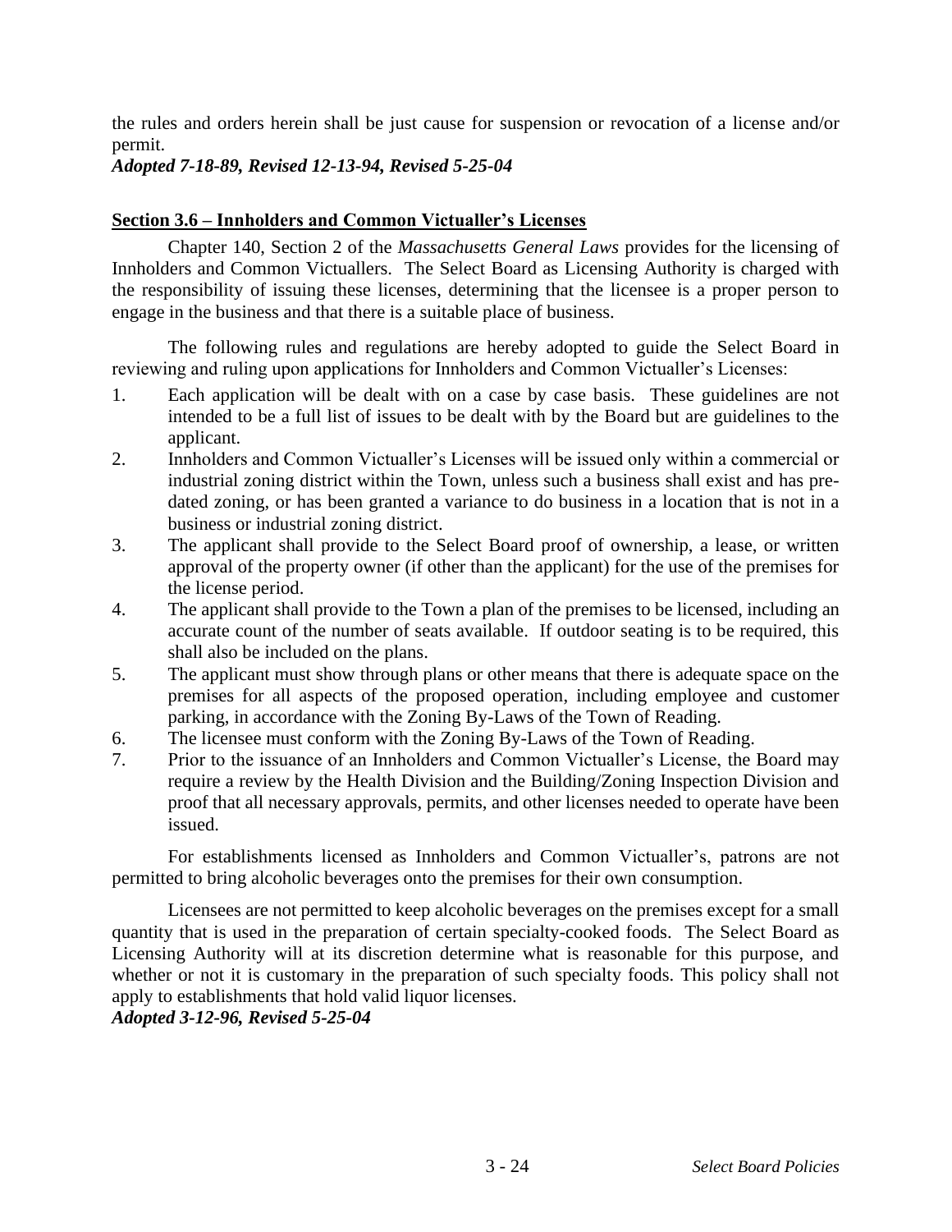the rules and orders herein shall be just cause for suspension or revocation of a license and/or permit.

***Adopted 7-18-89, Revised 12-13-94, Revised 5-25-04***

## Section 3.6 – Innholders and Common Victualler's Licenses

Chapter 140, Section 2 of the *Massachusetts General Laws* provides for the licensing of Innholders and Common Victuallers. The Select Board as Licensing Authority is charged with the responsibility of issuing these licenses, determining that the licensee is a proper person to engage in the business and that there is a suitable place of business.

The following rules and regulations are hereby adopted to guide the Select Board in reviewing and ruling upon applications for Innholders and Common Victualler's Licenses:

1. Each application will be dealt with on a case by case basis. These guidelines are not intended to be a full list of issues to be dealt with by the Board but are guidelines to the applicant.
2. Innholders and Common Victualler's Licenses will be issued only within a commercial or industrial zoning district within the Town, unless such a business shall exist and has pre-dated zoning, or has been granted a variance to do business in a location that is not in a business or industrial zoning district.
3. The applicant shall provide to the Select Board proof of ownership, a lease, or written approval of the property owner (if other than the applicant) for the use of the premises for the license period.
4. The applicant shall provide to the Town a plan of the premises to be licensed, including an accurate count of the number of seats available. If outdoor seating is to be required, this shall also be included on the plans.
5. The applicant must show through plans or other means that there is adequate space on the premises for all aspects of the proposed operation, including employee and customer parking, in accordance with the Zoning By-Laws of the Town of Reading.
6. The licensee must conform with the Zoning By-Laws of the Town of Reading.
7. Prior to the issuance of an Innholders and Common Victualler's License, the Board may require a review by the Health Division and the Building/Zoning Inspection Division and proof that all necessary approvals, permits, and other licenses needed to operate have been issued.

For establishments licensed as Innholders and Common Victualler's, patrons are not permitted to bring alcoholic beverages onto the premises for their own consumption.

Licensees are not permitted to keep alcoholic beverages on the premises except for a small quantity that is used in the preparation of certain specialty-cooked foods. The Select Board as Licensing Authority will at its discretion determine what is reasonable for this purpose, and whether or not it is customary in the preparation of such specialty foods. This policy shall not apply to establishments that hold valid liquor licenses.

***Adopted 3-12-96, Revised 5-25-04***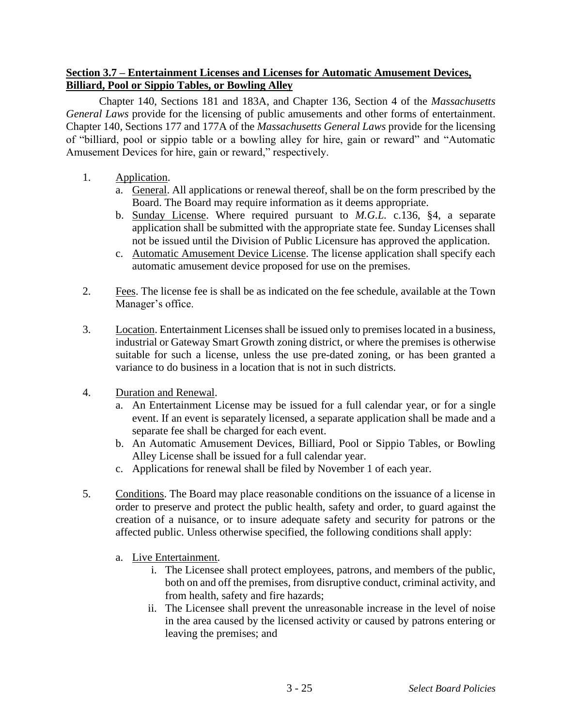**<u>Section 3.7 – Entertainment Licenses and Licenses for Automatic Amusement Devices, Billiard, Pool or Sippio Tables, or Bowling Alley</u>**

Chapter 140, Sections 181 and 183A, and Chapter 136, Section 4 of the *Massachusetts General Laws* provide for the licensing of public amusements and other forms of entertainment. Chapter 140, Sections 177 and 177A of the *Massachusetts General Laws* provide for the licensing of "billiard, pool or sippio table or a bowling alley for hire, gain or reward" and "Automatic Amusement Devices for hire, gain or reward," respectively.

1. <u>Application</u>.
   a. <u>General</u>. All applications or renewal thereof, shall be on the form prescribed by the Board. The Board may require information as it deems appropriate.
   b. <u>Sunday License</u>. Where required pursuant to *M.G.L.* c.136, §4, a separate application shall be submitted with the appropriate state fee. Sunday Licenses shall not be issued until the Division of Public Licensure has approved the application.
   c. <u>Automatic Amusement Device License</u>. The license application shall specify each automatic amusement device proposed for use on the premises.

2. <u>Fees</u>. The license fee is shall be as indicated on the fee schedule, available at the Town Manager's office.

3. <u>Location</u>. Entertainment Licenses shall be issued only to premises located in a business, industrial or Gateway Smart Growth zoning district, or where the premises is otherwise suitable for such a license, unless the use pre-dated zoning, or has been granted a variance to do business in a location that is not in such districts.

4. <u>Duration and Renewal</u>.
   a. An Entertainment License may be issued for a full calendar year, or for a single event. If an event is separately licensed, a separate application shall be made and a separate fee shall be charged for each event.
   b. An Automatic Amusement Devices, Billiard, Pool or Sippio Tables, or Bowling Alley License shall be issued for a full calendar year.
   c. Applications for renewal shall be filed by November 1 of each year.

5. <u>Conditions</u>. The Board may place reasonable conditions on the issuance of a license in order to preserve and protect the public health, safety and order, to guard against the creation of a nuisance, or to insure adequate safety and security for patrons or the affected public. Unless otherwise specified, the following conditions shall apply:

   a. <u>Live Entertainment</u>.
      i. The Licensee shall protect employees, patrons, and members of the public, both on and off the premises, from disruptive conduct, criminal activity, and from health, safety and fire hazards;
      ii. The Licensee shall prevent the unreasonable increase in the level of noise in the area caused by the licensed activity or caused by patrons entering or leaving the premises; and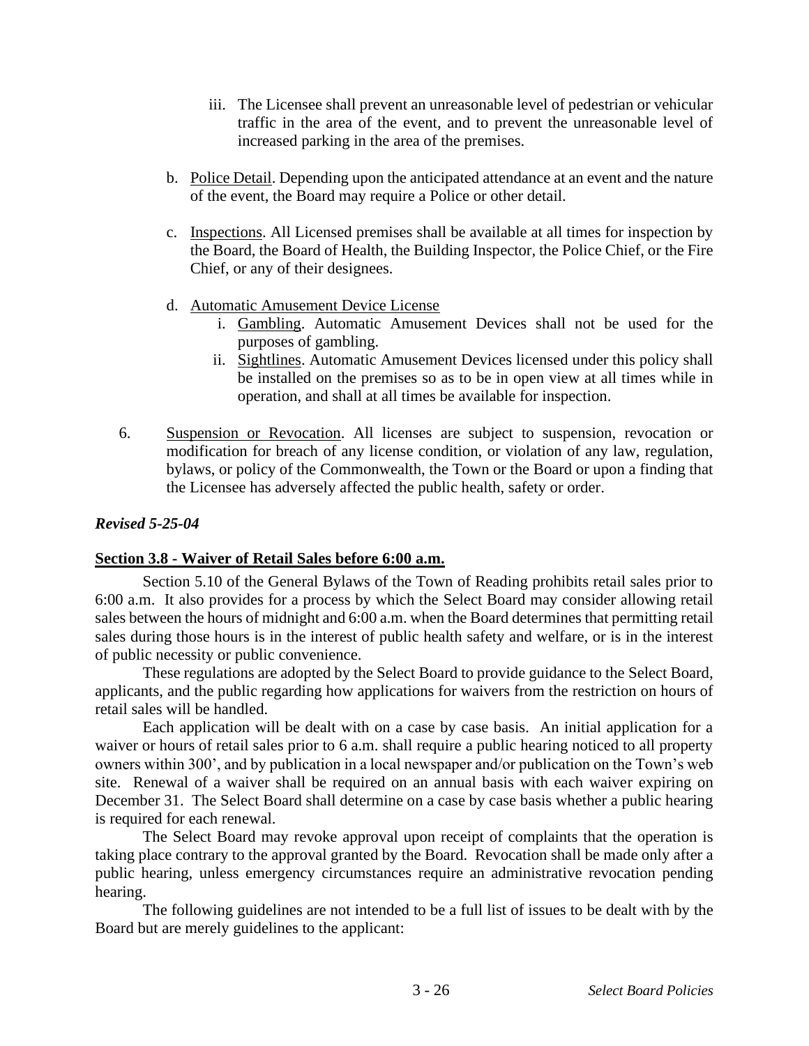iii. The Licensee shall prevent an unreasonable level of pedestrian or vehicular traffic in the area of the event, and to prevent the unreasonable level of increased parking in the area of the premises.

b. Police Detail. Depending upon the anticipated attendance at an event and the nature of the event, the Board may require a Police or other detail.

c. Inspections. All Licensed premises shall be available at all times for inspection by the Board, the Board of Health, the Building Inspector, the Police Chief, or the Fire Chief, or any of their designees.

d. Automatic Amusement Device License
   i. Gambling. Automatic Amusement Devices shall not be used for the purposes of gambling.
   ii. Sightlines. Automatic Amusement Devices licensed under this policy shall be installed on the premises so as to be in open view at all times while in operation, and shall at all times be available for inspection.

6. Suspension or Revocation. All licenses are subject to suspension, revocation or modification for breach of any license condition, or violation of any law, regulation, bylaws, or policy of the Commonwealth, the Town or the Board or upon a finding that the Licensee has adversely affected the public health, safety or order.

***Revised 5-25-04***

## Section 3.8 - Waiver of Retail Sales before 6:00 a.m.

Section 5.10 of the General Bylaws of the Town of Reading prohibits retail sales prior to 6:00 a.m. It also provides for a process by which the Select Board may consider allowing retail sales between the hours of midnight and 6:00 a.m. when the Board determines that permitting retail sales during those hours is in the interest of public health safety and welfare, or is in the interest of public necessity or public convenience.

These regulations are adopted by the Select Board to provide guidance to the Select Board, applicants, and the public regarding how applications for waivers from the restriction on hours of retail sales will be handled.

Each application will be dealt with on a case by case basis. An initial application for a waiver or hours of retail sales prior to 6 a.m. shall require a public hearing noticed to all property owners within 300', and by publication in a local newspaper and/or publication on the Town's web site. Renewal of a waiver shall be required on an annual basis with each waiver expiring on December 31. The Select Board shall determine on a case by case basis whether a public hearing is required for each renewal.

The Select Board may revoke approval upon receipt of complaints that the operation is taking place contrary to the approval granted by the Board. Revocation shall be made only after a public hearing, unless emergency circumstances require an administrative revocation pending hearing.

The following guidelines are not intended to be a full list of issues to be dealt with by the Board but are merely guidelines to the applicant: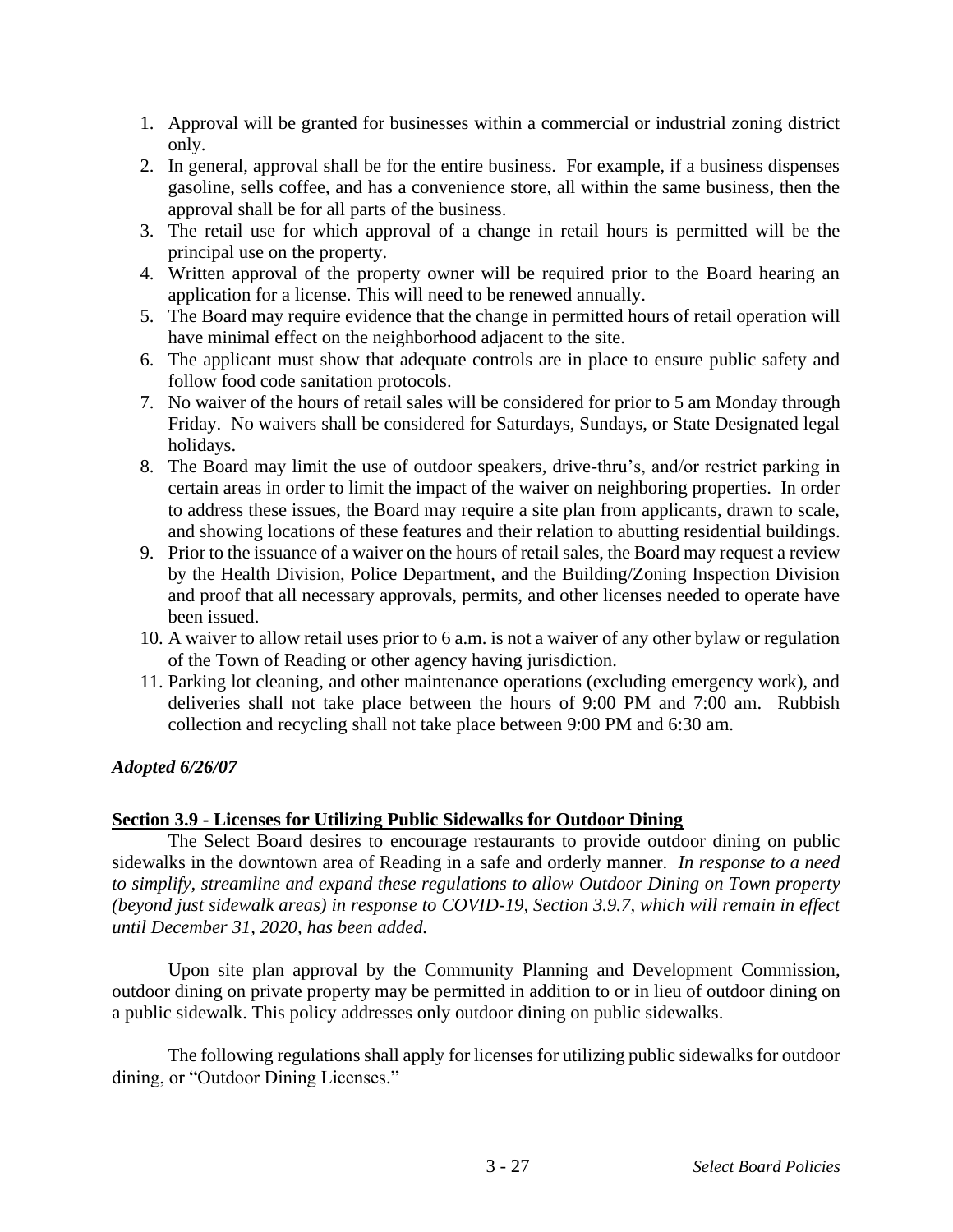1. Approval will be granted for businesses within a commercial or industrial zoning district only.
2. In general, approval shall be for the entire business. For example, if a business dispenses gasoline, sells coffee, and has a convenience store, all within the same business, then the approval shall be for all parts of the business.
3. The retail use for which approval of a change in retail hours is permitted will be the principal use on the property.
4. Written approval of the property owner will be required prior to the Board hearing an application for a license. This will need to be renewed annually.
5. The Board may require evidence that the change in permitted hours of retail operation will have minimal effect on the neighborhood adjacent to the site.
6. The applicant must show that adequate controls are in place to ensure public safety and follow food code sanitation protocols.
7. No waiver of the hours of retail sales will be considered for prior to 5 am Monday through Friday. No waivers shall be considered for Saturdays, Sundays, or State Designated legal holidays.
8. The Board may limit the use of outdoor speakers, drive-thru's, and/or restrict parking in certain areas in order to limit the impact of the waiver on neighboring properties. In order to address these issues, the Board may require a site plan from applicants, drawn to scale, and showing locations of these features and their relation to abutting residential buildings.
9. Prior to the issuance of a waiver on the hours of retail sales, the Board may request a review by the Health Division, Police Department, and the Building/Zoning Inspection Division and proof that all necessary approvals, permits, and other licenses needed to operate have been issued.
10. A waiver to allow retail uses prior to 6 a.m. is not a waiver of any other bylaw or regulation of the Town of Reading or other agency having jurisdiction.
11. Parking lot cleaning, and other maintenance operations (excluding emergency work), and deliveries shall not take place between the hours of 9:00 PM and 7:00 am. Rubbish collection and recycling shall not take place between 9:00 PM and 6:30 am.

***Adopted 6/26/07***

## Section 3.9 - Licenses for Utilizing Public Sidewalks for Outdoor Dining

The Select Board desires to encourage restaurants to provide outdoor dining on public sidewalks in the downtown area of Reading in a safe and orderly manner. *In response to a need to simplify, streamline and expand these regulations to allow Outdoor Dining on Town property (beyond just sidewalk areas) in response to COVID-19, Section 3.9.7, which will remain in effect until December 31, 2020, has been added.*

Upon site plan approval by the Community Planning and Development Commission, outdoor dining on private property may be permitted in addition to or in lieu of outdoor dining on a public sidewalk. This policy addresses only outdoor dining on public sidewalks.

The following regulations shall apply for licenses for utilizing public sidewalks for outdoor dining, or "Outdoor Dining Licenses."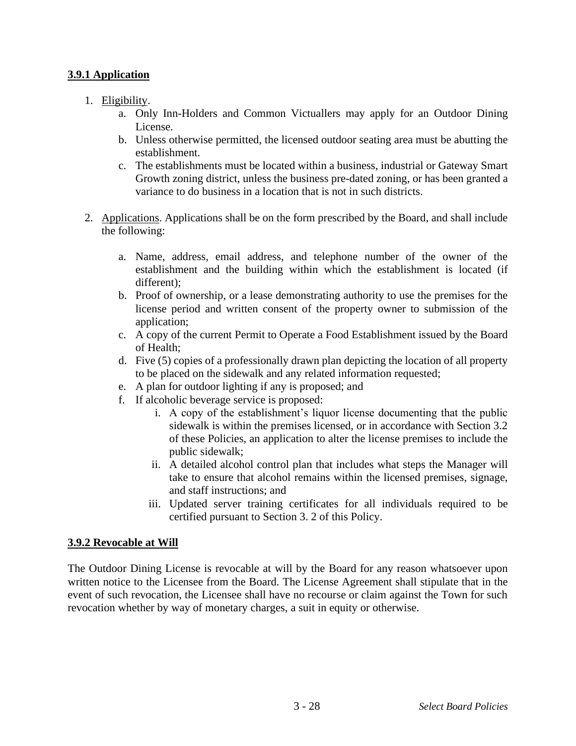### 3.9.1 Application

1. Eligibility.
    a. Only Inn-Holders and Common Victuallers may apply for an Outdoor Dining License.
    b. Unless otherwise permitted, the licensed outdoor seating area must be abutting the establishment.
    c. The establishments must be located within a business, industrial or Gateway Smart Growth zoning district, unless the business pre-dated zoning, or has been granted a variance to do business in a location that is not in such districts.

2. Applications. Applications shall be on the form prescribed by the Board, and shall include the following:

    a. Name, address, email address, and telephone number of the owner of the establishment and the building within which the establishment is located (if different);
    b. Proof of ownership, or a lease demonstrating authority to use the premises for the license period and written consent of the property owner to submission of the application;
    c. A copy of the current Permit to Operate a Food Establishment issued by the Board of Health;
    d. Five (5) copies of a professionally drawn plan depicting the location of all property to be placed on the sidewalk and any related information requested;
    e. A plan for outdoor lighting if any is proposed; and
    f. If alcoholic beverage service is proposed:
        i. A copy of the establishment's liquor license documenting that the public sidewalk is within the premises licensed, or in accordance with Section 3.2 of these Policies, an application to alter the license premises to include the public sidewalk;
        ii. A detailed alcohol control plan that includes what steps the Manager will take to ensure that alcohol remains within the licensed premises, signage, and staff instructions; and
        iii. Updated server training certificates for all individuals required to be certified pursuant to Section 3. 2 of this Policy.

### 3.9.2 Revocable at Will

The Outdoor Dining License is revocable at will by the Board for any reason whatsoever upon written notice to the Licensee from the Board. The License Agreement shall stipulate that in the event of such revocation, the Licensee shall have no recourse or claim against the Town for such revocation whether by way of monetary charges, a suit in equity or otherwise.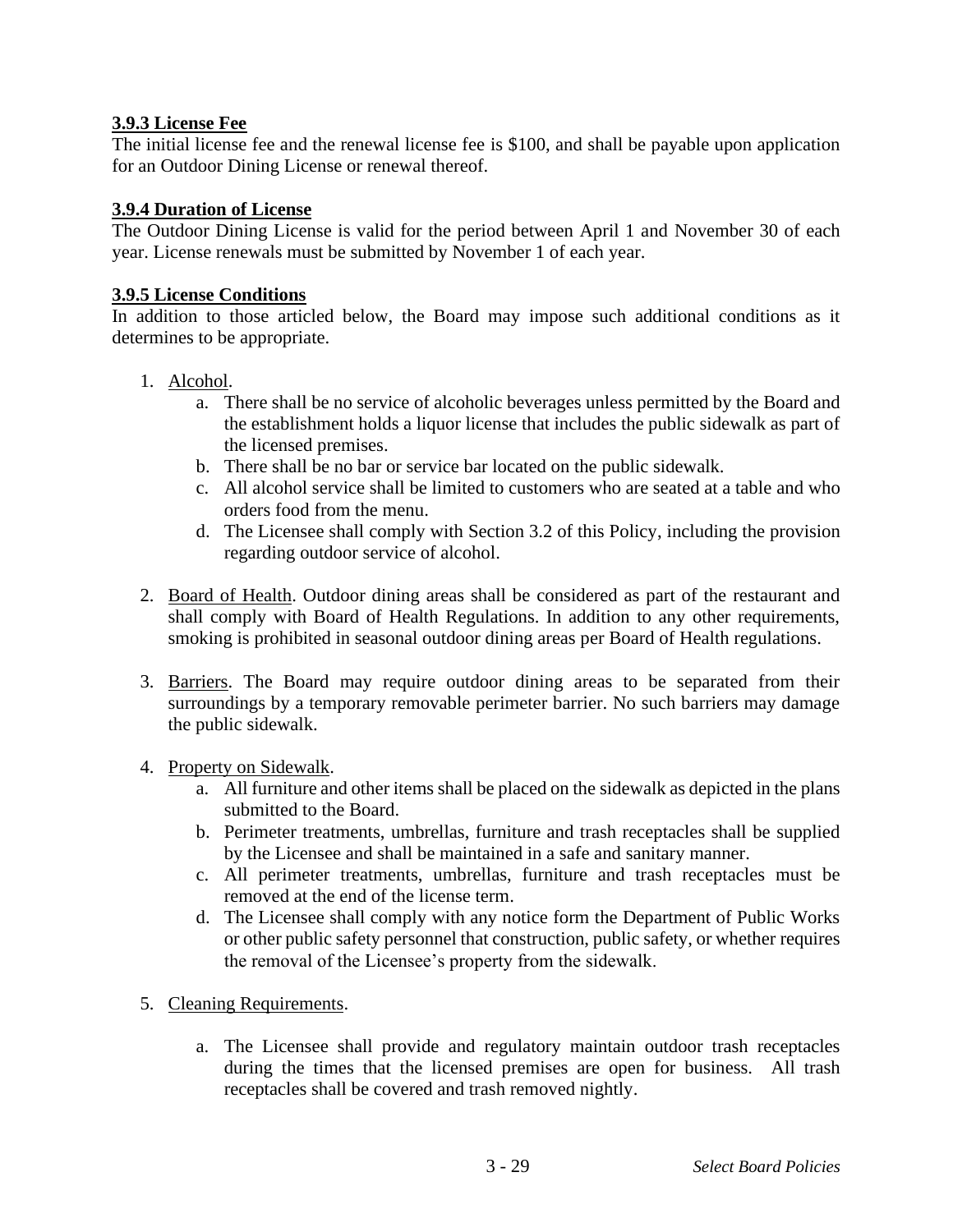### 3.9.3 License Fee

The initial license fee and the renewal license fee is $100, and shall be payable upon application for an Outdoor Dining License or renewal thereof.

### 3.9.4 Duration of License

The Outdoor Dining License is valid for the period between April 1 and November 30 of each year. License renewals must be submitted by November 1 of each year.

### 3.9.5 License Conditions

In addition to those articled below, the Board may impose such additional conditions as it determines to be appropriate.

1. Alcohol.
   a. There shall be no service of alcoholic beverages unless permitted by the Board and the establishment holds a liquor license that includes the public sidewalk as part of the licensed premises.
   b. There shall be no bar or service bar located on the public sidewalk.
   c. All alcohol service shall be limited to customers who are seated at a table and who orders food from the menu.
   d. The Licensee shall comply with Section 3.2 of this Policy, including the provision regarding outdoor service of alcohol.

2. Board of Health. Outdoor dining areas shall be considered as part of the restaurant and shall comply with Board of Health Regulations. In addition to any other requirements, smoking is prohibited in seasonal outdoor dining areas per Board of Health regulations.

3. Barriers. The Board may require outdoor dining areas to be separated from their surroundings by a temporary removable perimeter barrier. No such barriers may damage the public sidewalk.

4. Property on Sidewalk.
   a. All furniture and other items shall be placed on the sidewalk as depicted in the plans submitted to the Board.
   b. Perimeter treatments, umbrellas, furniture and trash receptacles shall be supplied by the Licensee and shall be maintained in a safe and sanitary manner.
   c. All perimeter treatments, umbrellas, furniture and trash receptacles must be removed at the end of the license term.
   d. The Licensee shall comply with any notice form the Department of Public Works or other public safety personnel that construction, public safety, or whether requires the removal of the Licensee's property from the sidewalk.

5. Cleaning Requirements.

   a. The Licensee shall provide and regulatory maintain outdoor trash receptacles during the times that the licensed premises are open for business. All trash receptacles shall be covered and trash removed nightly.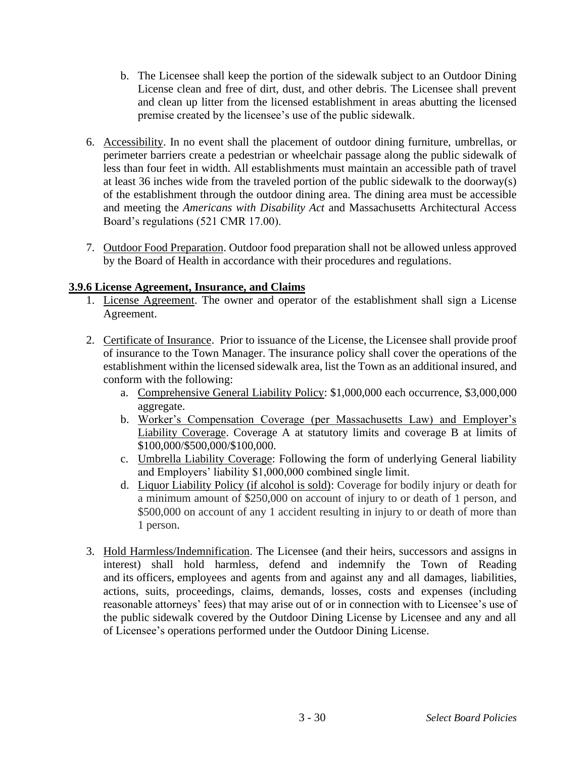b. The Licensee shall keep the portion of the sidewalk subject to an Outdoor Dining License clean and free of dirt, dust, and other debris. The Licensee shall prevent and clean up litter from the licensed establishment in areas abutting the licensed premise created by the licensee's use of the public sidewalk.

6. Accessibility. In no event shall the placement of outdoor dining furniture, umbrellas, or perimeter barriers create a pedestrian or wheelchair passage along the public sidewalk of less than four feet in width. All establishments must maintain an accessible path of travel at least 36 inches wide from the traveled portion of the public sidewalk to the doorway(s) of the establishment through the outdoor dining area. The dining area must be accessible and meeting the *Americans with Disability Act* and Massachusetts Architectural Access Board's regulations (521 CMR 17.00).

7. Outdoor Food Preparation. Outdoor food preparation shall not be allowed unless approved by the Board of Health in accordance with their procedures and regulations.

### 3.9.6 License Agreement, Insurance, and Claims

1. License Agreement. The owner and operator of the establishment shall sign a License Agreement.

2. Certificate of Insurance. Prior to issuance of the License, the Licensee shall provide proof of insurance to the Town Manager. The insurance policy shall cover the operations of the establishment within the licensed sidewalk area, list the Town as an additional insured, and conform with the following:
   a. Comprehensive General Liability Policy: $1,000,000 each occurrence, $3,000,000 aggregate.
   b. Worker's Compensation Coverage (per Massachusetts Law) and Employer's Liability Coverage. Coverage A at statutory limits and coverage B at limits of $100,000/$500,000/$100,000.
   c. Umbrella Liability Coverage: Following the form of underlying General liability and Employers' liability $1,000,000 combined single limit.
   d. Liquor Liability Policy (if alcohol is sold): Coverage for bodily injury or death for a minimum amount of $250,000 on account of injury to or death of 1 person, and $500,000 on account of any 1 accident resulting in injury to or death of more than 1 person.

3. Hold Harmless/Indemnification. The Licensee (and their heirs, successors and assigns in interest) shall hold harmless, defend and indemnify the Town of Reading and its officers, employees and agents from and against any and all damages, liabilities, actions, suits, proceedings, claims, demands, losses, costs and expenses (including reasonable attorneys' fees) that may arise out of or in connection with to Licensee's use of the public sidewalk covered by the Outdoor Dining License by Licensee and any and all of Licensee's operations performed under the Outdoor Dining License.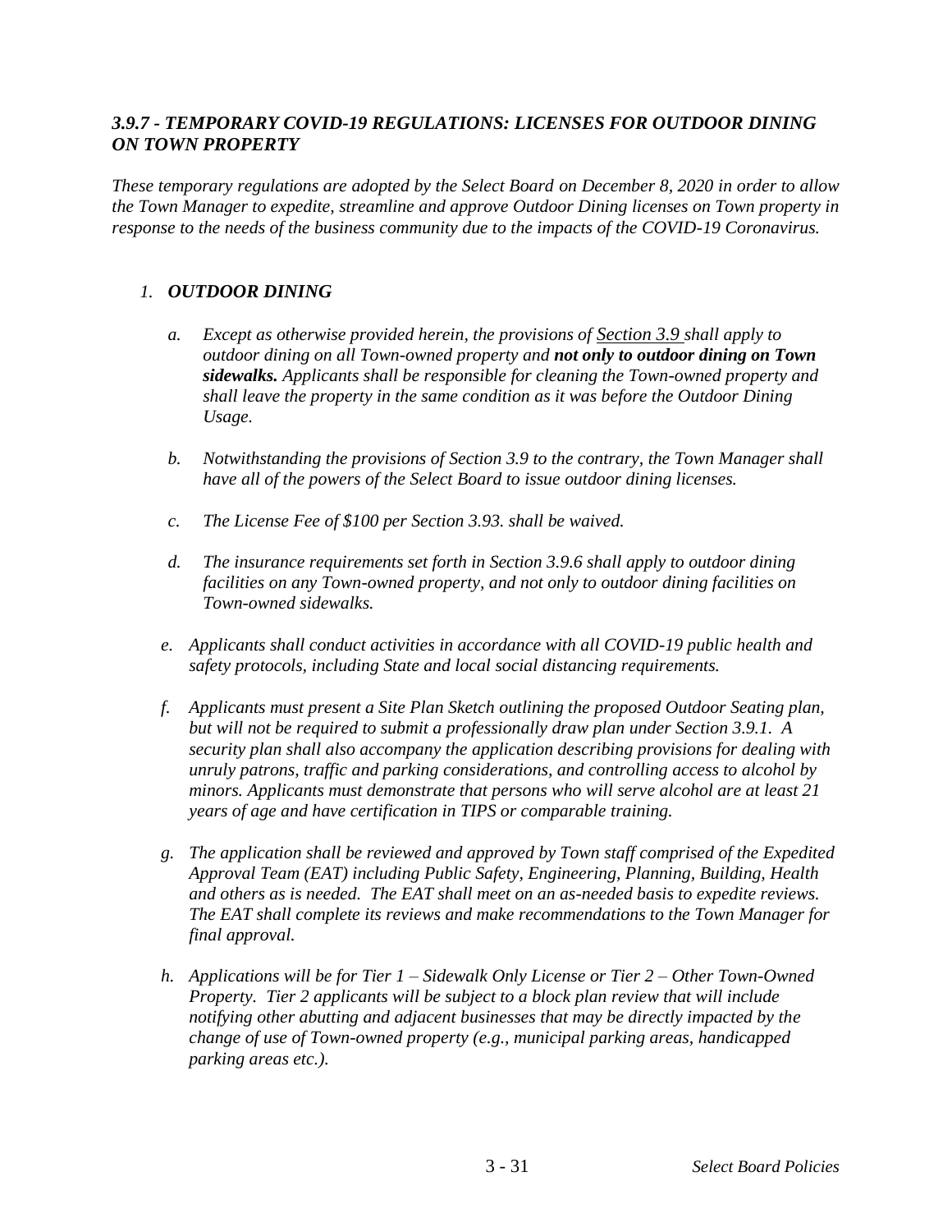### *3.9.7 - TEMPORARY COVID-19 REGULATIONS: LICENSES FOR OUTDOOR DINING ON TOWN PROPERTY*

*These temporary regulations are adopted by the Select Board on December 8, 2020 in order to allow the Town Manager to expedite, streamline and approve Outdoor Dining licenses on Town property in response to the needs of the business community due to the impacts of the COVID-19 Coronavirus.*

1. ***OUTDOOR DINING***

   a. *Except as otherwise provided herein, the provisions of <u>Section 3.9</u> shall apply to outdoor dining on all Town-owned property and **not only to outdoor dining on Town sidewalks.** Applicants shall be responsible for cleaning the Town-owned property and shall leave the property in the same condition as it was before the Outdoor Dining Usage.*

   b. *Notwithstanding the provisions of Section 3.9 to the contrary, the Town Manager shall have all of the powers of the Select Board to issue outdoor dining licenses.*

   c. *The License Fee of $100 per Section 3.93. shall be waived.*

   d. *The insurance requirements set forth in Section 3.9.6 shall apply to outdoor dining facilities on any Town-owned property, and not only to outdoor dining facilities on Town-owned sidewalks.*

   e. *Applicants shall conduct activities in accordance with all COVID-19 public health and safety protocols, including State and local social distancing requirements.*

   f. *Applicants must present a Site Plan Sketch outlining the proposed Outdoor Seating plan, but will not be required to submit a professionally draw plan under Section 3.9.1. A security plan shall also accompany the application describing provisions for dealing with unruly patrons, traffic and parking considerations, and controlling access to alcohol by minors. Applicants must demonstrate that persons who will serve alcohol are at least 21 years of age and have certification in TIPS or comparable training.*

   g. *The application shall be reviewed and approved by Town staff comprised of the Expedited Approval Team (EAT) including Public Safety, Engineering, Planning, Building, Health and others as is needed. The EAT shall meet on an as-needed basis to expedite reviews. The EAT shall complete its reviews and make recommendations to the Town Manager for final approval.*

   h. *Applications will be for Tier 1 – Sidewalk Only License or Tier 2 – Other Town-Owned Property. Tier 2 applicants will be subject to a block plan review that will include notifying other abutting and adjacent businesses that may be directly impacted by the change of use of Town-owned property (e.g., municipal parking areas, handicapped parking areas etc.).*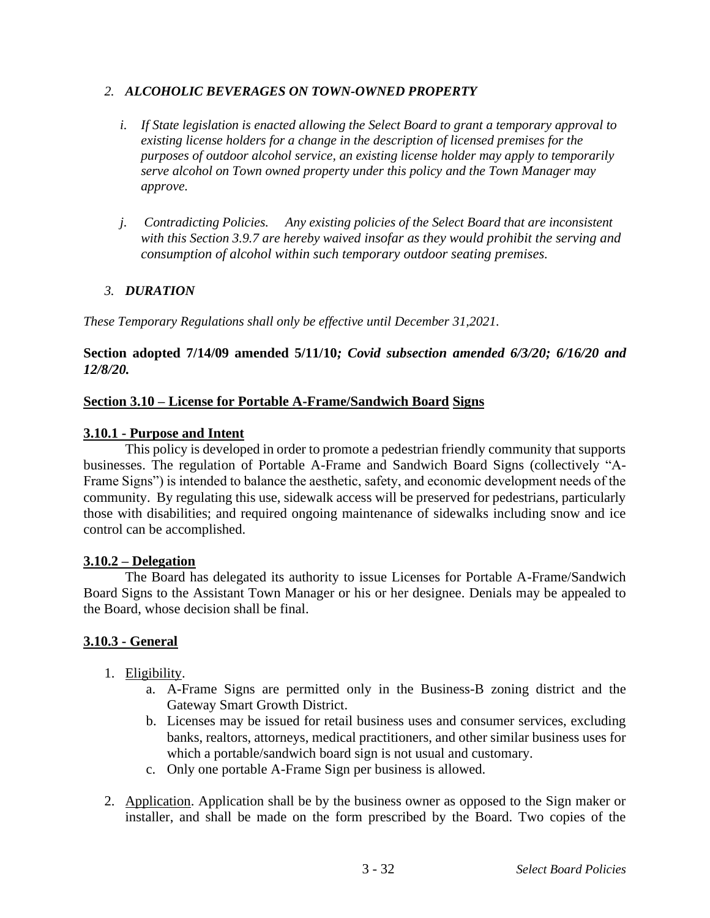## *2. ALCOHOLIC BEVERAGES ON TOWN-OWNED PROPERTY*

*i. If State legislation is enacted allowing the Select Board to grant a temporary approval to existing license holders for a change in the description of licensed premises for the purposes of outdoor alcohol service, an existing license holder may apply to temporarily serve alcohol on Town owned property under this policy and the Town Manager may approve.*

*j. Contradicting Policies. Any existing policies of the Select Board that are inconsistent with this Section 3.9.7 are hereby waived insofar as they would prohibit the serving and consumption of alcohol within such temporary outdoor seating premises.*

## *3. DURATION*

*These Temporary Regulations shall only be effective until December 31,2021.*

**Section adopted 7/14/09 amended 5/11/10*; Covid subsection amended 6/3/20; 6/16/20 and 12/8/20.***

## <u>Section 3.10 – License for Portable A-Frame/Sandwich Board Signs</u>

### <u>3.10.1 - Purpose and Intent</u>

This policy is developed in order to promote a pedestrian friendly community that supports businesses. The regulation of Portable A-Frame and Sandwich Board Signs (collectively "A-Frame Signs") is intended to balance the aesthetic, safety, and economic development needs of the community. By regulating this use, sidewalk access will be preserved for pedestrians, particularly those with disabilities; and required ongoing maintenance of sidewalks including snow and ice control can be accomplished.

### <u>3.10.2 – Delegation</u>

The Board has delegated its authority to issue Licenses for Portable A-Frame/Sandwich Board Signs to the Assistant Town Manager or his or her designee. Denials may be appealed to the Board, whose decision shall be final.

### <u>3.10.3 - General</u>

1. <u>Eligibility</u>.
   a. A-Frame Signs are permitted only in the Business-B zoning district and the Gateway Smart Growth District.
   b. Licenses may be issued for retail business uses and consumer services, excluding banks, realtors, attorneys, medical practitioners, and other similar business uses for which a portable/sandwich board sign is not usual and customary.
   c. Only one portable A-Frame Sign per business is allowed.

2. <u>Application</u>. Application shall be by the business owner as opposed to the Sign maker or installer, and shall be made on the form prescribed by the Board. Two copies of the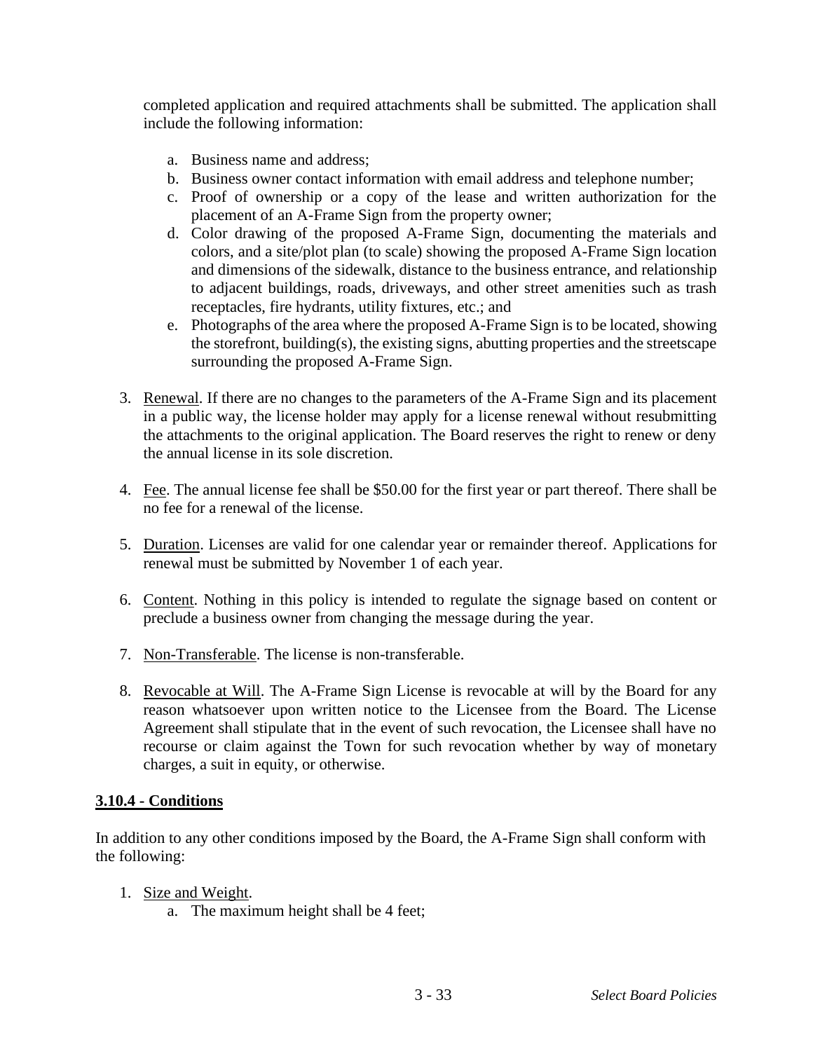completed application and required attachments shall be submitted. The application shall include the following information:

   a. Business name and address;
   b. Business owner contact information with email address and telephone number;
   c. Proof of ownership or a copy of the lease and written authorization for the placement of an A-Frame Sign from the property owner;
   d. Color drawing of the proposed A-Frame Sign, documenting the materials and colors, and a site/plot plan (to scale) showing the proposed A-Frame Sign location and dimensions of the sidewalk, distance to the business entrance, and relationship to adjacent buildings, roads, driveways, and other street amenities such as trash receptacles, fire hydrants, utility fixtures, etc.; and
   e. Photographs of the area where the proposed A-Frame Sign is to be located, showing the storefront, building(s), the existing signs, abutting properties and the streetscape surrounding the proposed A-Frame Sign.

3. Renewal. If there are no changes to the parameters of the A-Frame Sign and its placement in a public way, the license holder may apply for a license renewal without resubmitting the attachments to the original application. The Board reserves the right to renew or deny the annual license in its sole discretion.

4. Fee. The annual license fee shall be $50.00 for the first year or part thereof. There shall be no fee for a renewal of the license.

5. Duration. Licenses are valid for one calendar year or remainder thereof. Applications for renewal must be submitted by November 1 of each year.

6. Content. Nothing in this policy is intended to regulate the signage based on content or preclude a business owner from changing the message during the year.

7. Non-Transferable. The license is non-transferable.

8. Revocable at Will. The A-Frame Sign License is revocable at will by the Board for any reason whatsoever upon written notice to the Licensee from the Board. The License Agreement shall stipulate that in the event of such revocation, the Licensee shall have no recourse or claim against the Town for such revocation whether by way of monetary charges, a suit in equity, or otherwise.

### 3.10.4 - Conditions

In addition to any other conditions imposed by the Board, the A-Frame Sign shall conform with the following:

1. Size and Weight.
   a. The maximum height shall be 4 feet;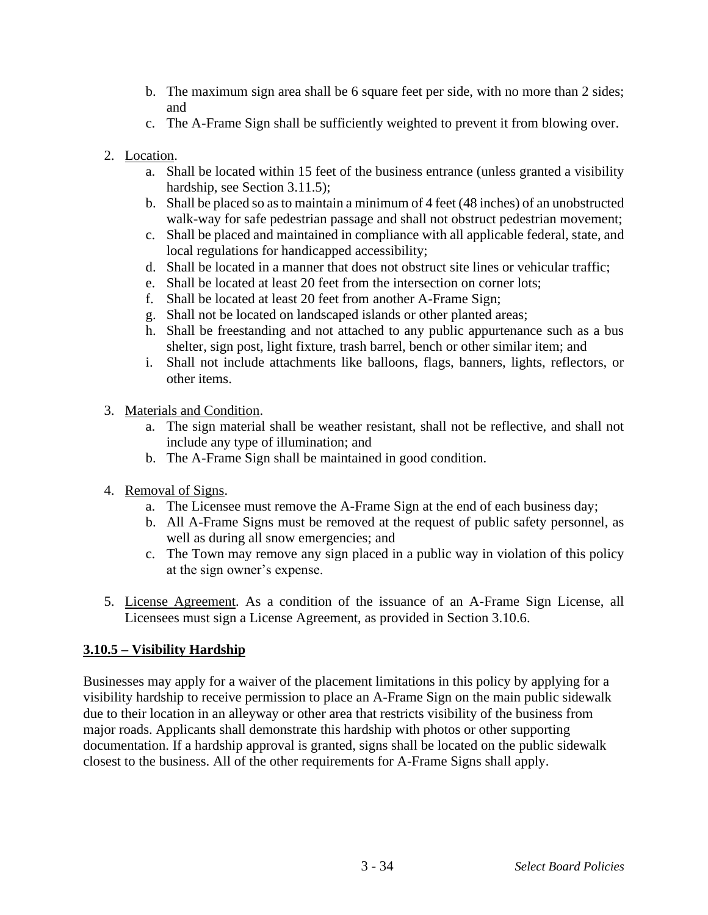b. The maximum sign area shall be 6 square feet per side, with no more than 2 sides; and
c. The A-Frame Sign shall be sufficiently weighted to prevent it from blowing over.

2. Location.
   a. Shall be located within 15 feet of the business entrance (unless granted a visibility hardship, see Section 3.11.5);
   b. Shall be placed so as to maintain a minimum of 4 feet (48 inches) of an unobstructed walk-way for safe pedestrian passage and shall not obstruct pedestrian movement;
   c. Shall be placed and maintained in compliance with all applicable federal, state, and local regulations for handicapped accessibility;
   d. Shall be located in a manner that does not obstruct site lines or vehicular traffic;
   e. Shall be located at least 20 feet from the intersection on corner lots;
   f. Shall be located at least 20 feet from another A-Frame Sign;
   g. Shall not be located on landscaped islands or other planted areas;
   h. Shall be freestanding and not attached to any public appurtenance such as a bus shelter, sign post, light fixture, trash barrel, bench or other similar item; and
   i. Shall not include attachments like balloons, flags, banners, lights, reflectors, or other items.

3. Materials and Condition.
   a. The sign material shall be weather resistant, shall not be reflective, and shall not include any type of illumination; and
   b. The A-Frame Sign shall be maintained in good condition.

4. Removal of Signs.
   a. The Licensee must remove the A-Frame Sign at the end of each business day;
   b. All A-Frame Signs must be removed at the request of public safety personnel, as well as during all snow emergencies; and
   c. The Town may remove any sign placed in a public way in violation of this policy at the sign owner's expense.

5. License Agreement. As a condition of the issuance of an A-Frame Sign License, all Licensees must sign a License Agreement, as provided in Section 3.10.6.

## 3.10.5 – Visibility Hardship

Businesses may apply for a waiver of the placement limitations in this policy by applying for a visibility hardship to receive permission to place an A-Frame Sign on the main public sidewalk due to their location in an alleyway or other area that restricts visibility of the business from major roads. Applicants shall demonstrate this hardship with photos or other supporting documentation. If a hardship approval is granted, signs shall be located on the public sidewalk closest to the business. All of the other requirements for A-Frame Signs shall apply.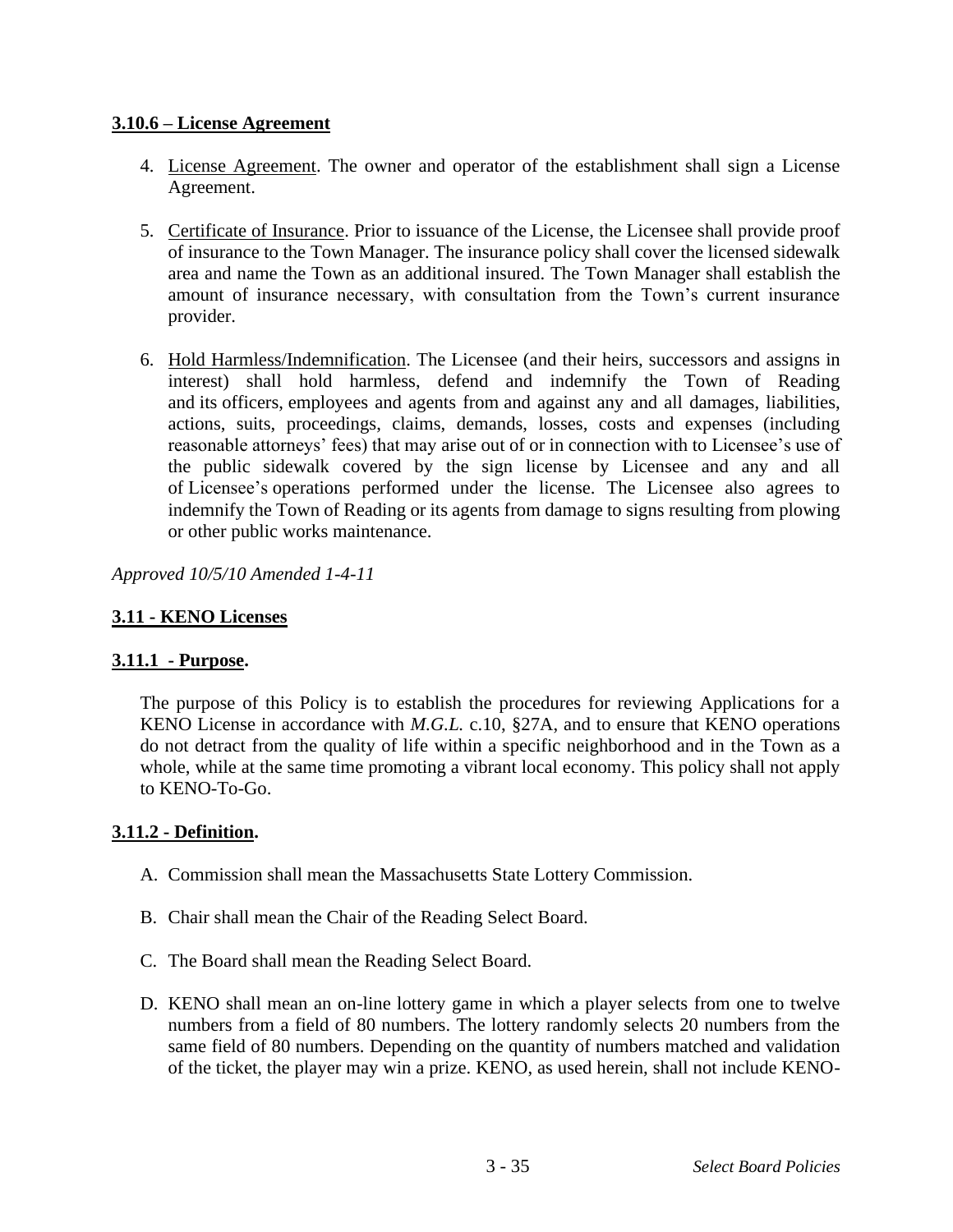### **3.10.6 – License Agreement**

4. License Agreement. The owner and operator of the establishment shall sign a License Agreement.

5. Certificate of Insurance. Prior to issuance of the License, the Licensee shall provide proof of insurance to the Town Manager. The insurance policy shall cover the licensed sidewalk area and name the Town as an additional insured. The Town Manager shall establish the amount of insurance necessary, with consultation from the Town's current insurance provider.

6. Hold Harmless/Indemnification. The Licensee (and their heirs, successors and assigns in interest) shall hold harmless, defend and indemnify the Town of Reading and its officers, employees and agents from and against any and all damages, liabilities, actions, suits, proceedings, claims, demands, losses, costs and expenses (including reasonable attorneys' fees) that may arise out of or in connection with to Licensee's use of the public sidewalk covered by the sign license by Licensee and any and all of Licensee's operations performed under the license. The Licensee also agrees to indemnify the Town of Reading or its agents from damage to signs resulting from plowing or other public works maintenance.

*Approved 10/5/10 Amended 1-4-11*

## **3.11 - KENO Licenses**

### **3.11.1 - Purpose.**

The purpose of this Policy is to establish the procedures for reviewing Applications for a KENO License in accordance with *M.G.L.* c.10, §27A, and to ensure that KENO operations do not detract from the quality of life within a specific neighborhood and in the Town as a whole, while at the same time promoting a vibrant local economy. This policy shall not apply to KENO-To-Go.

### **3.11.2 - Definition.**

A. Commission shall mean the Massachusetts State Lottery Commission.

B. Chair shall mean the Chair of the Reading Select Board.

C. The Board shall mean the Reading Select Board.

D. KENO shall mean an on-line lottery game in which a player selects from one to twelve numbers from a field of 80 numbers. The lottery randomly selects 20 numbers from the same field of 80 numbers. Depending on the quantity of numbers matched and validation of the ticket, the player may win a prize. KENO, as used herein, shall not include KENO-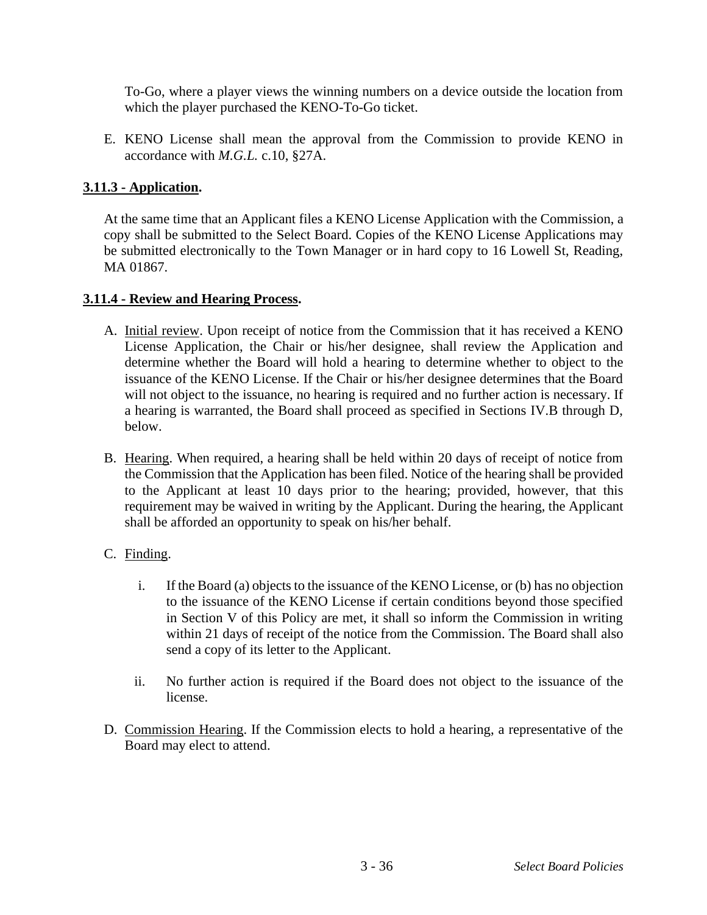To-Go, where a player views the winning numbers on a device outside the location from which the player purchased the KENO-To-Go ticket.

E. KENO License shall mean the approval from the Commission to provide KENO in accordance with *M.G.L.* c.10, §27A.

**3.11.3 - Application.**

At the same time that an Applicant files a KENO License Application with the Commission, a copy shall be submitted to the Select Board. Copies of the KENO License Applications may be submitted electronically to the Town Manager or in hard copy to 16 Lowell St, Reading, MA 01867.

**3.11.4 - Review and Hearing Process.**

A. Initial review. Upon receipt of notice from the Commission that it has received a KENO License Application, the Chair or his/her designee, shall review the Application and determine whether the Board will hold a hearing to determine whether to object to the issuance of the KENO License. If the Chair or his/her designee determines that the Board will not object to the issuance, no hearing is required and no further action is necessary. If a hearing is warranted, the Board shall proceed as specified in Sections IV.B through D, below.

B. Hearing. When required, a hearing shall be held within 20 days of receipt of notice from the Commission that the Application has been filed. Notice of the hearing shall be provided to the Applicant at least 10 days prior to the hearing; provided, however, that this requirement may be waived in writing by the Applicant. During the hearing, the Applicant shall be afforded an opportunity to speak on his/her behalf.

C. Finding.

   i. If the Board (a) objects to the issuance of the KENO License, or (b) has no objection to the issuance of the KENO License if certain conditions beyond those specified in Section V of this Policy are met, it shall so inform the Commission in writing within 21 days of receipt of the notice from the Commission. The Board shall also send a copy of its letter to the Applicant.

   ii. No further action is required if the Board does not object to the issuance of the license.

D. Commission Hearing. If the Commission elects to hold a hearing, a representative of the Board may elect to attend.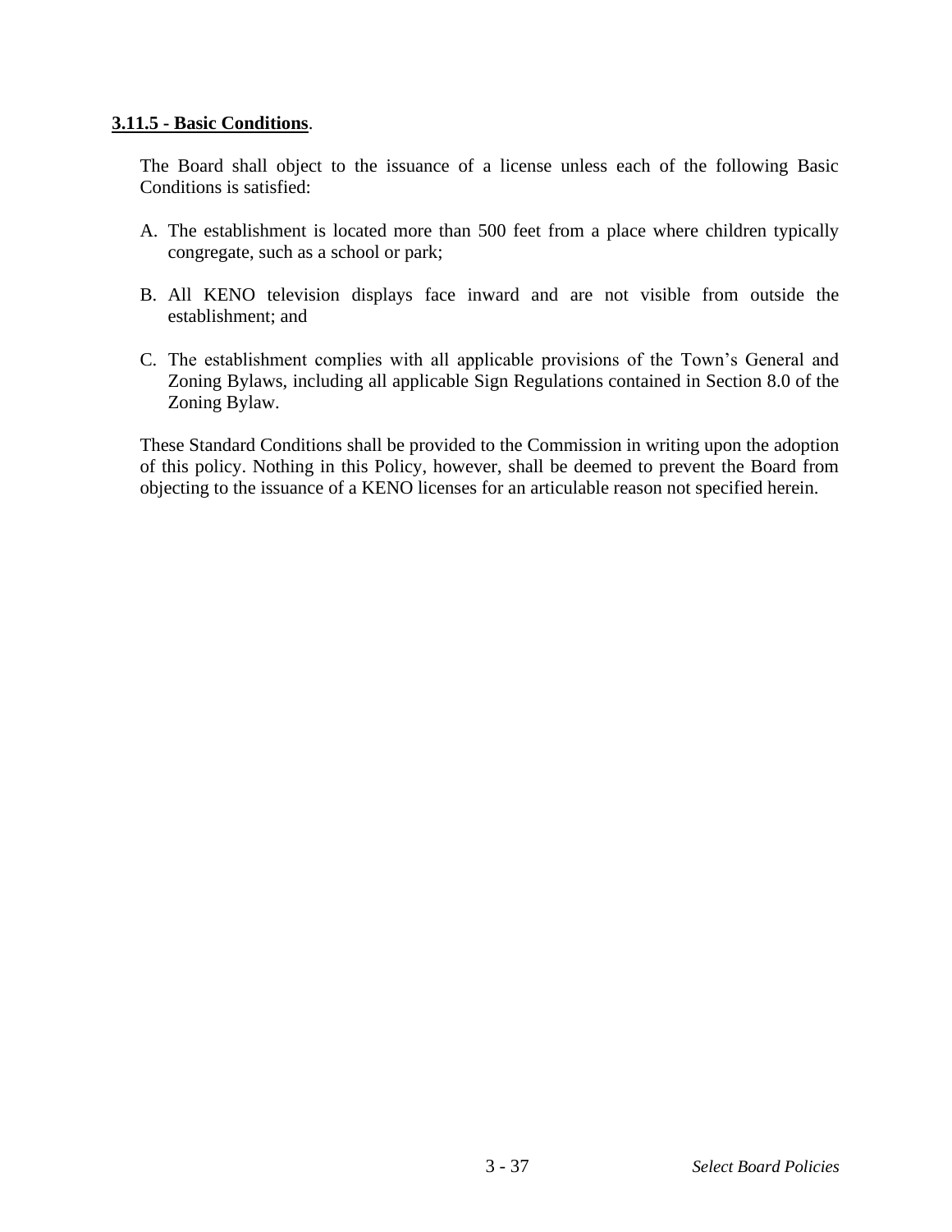**3.11.5 - Basic Conditions**.

The Board shall object to the issuance of a license unless each of the following Basic Conditions is satisfied:

A. The establishment is located more than 500 feet from a place where children typically congregate, such as a school or park;

B. All KENO television displays face inward and are not visible from outside the establishment; and

C. The establishment complies with all applicable provisions of the Town's General and Zoning Bylaws, including all applicable Sign Regulations contained in Section 8.0 of the Zoning Bylaw.

These Standard Conditions shall be provided to the Commission in writing upon the adoption of this policy. Nothing in this Policy, however, shall be deemed to prevent the Board from objecting to the issuance of a KENO licenses for an articulable reason not specified herein.